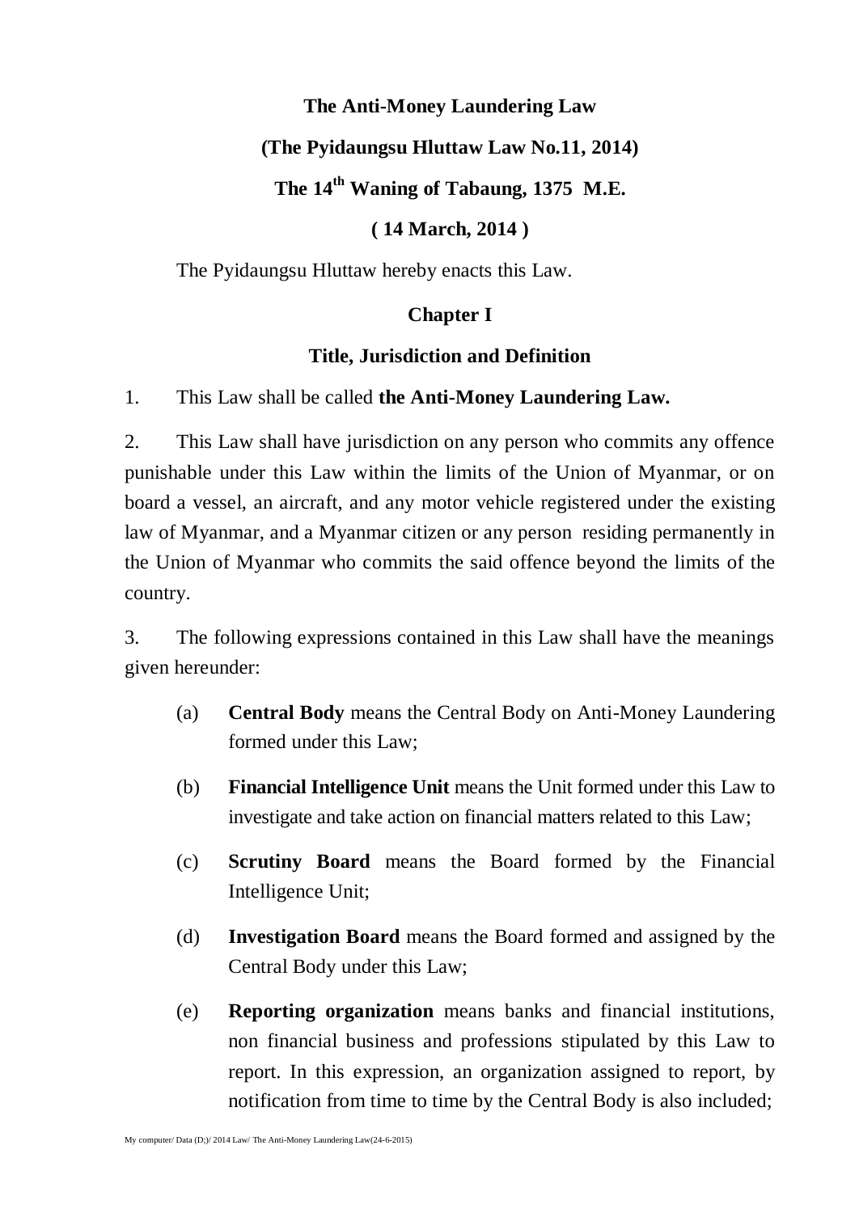# The Anti-Money Laundering Law

## (The Pyidaungsu Hluttaw Law No.11, 2014)

## The 14th Waning of Tabaung, 1375 M.E.

## ( 14 March, 2014 )

The Pyidaungsu Hluttaw hereby enacts this Law.

## Chapter I

## Title, Jurisdiction and Definition

1. This Law shall be called **the Anti-Money Laundering Law.**

2. This Law shall have jurisdiction on any person who commits any offence punishable under this Law within the limits of the Union of Myanmar, or on board a vessel, an aircraft, and any motor vehicle registered under the existing law of Myanmar, and a Myanmar citizen or any person residing permanently in the Union of Myanmar who commits the said offence beyond the limits of the country.

3. The following expressions contained in this Law shall have the meanings given hereunder:

   (a) **Central Body** means the Central Body on Anti-Money Laundering formed under this Law;

   (b) **Financial Intelligence Unit** means the Unit formed under this Law to investigate and take action on financial matters related to this Law;

   (c) **Scrutiny Board** means the Board formed by the Financial Intelligence Unit;

   (d) **Investigation Board** means the Board formed and assigned by the Central Body under this Law;

   (e) **Reporting organization** means banks and financial institutions, non financial business and professions stipulated by this Law to report. In this expression, an organization assigned to report, by notification from time to time by the Central Body is also included;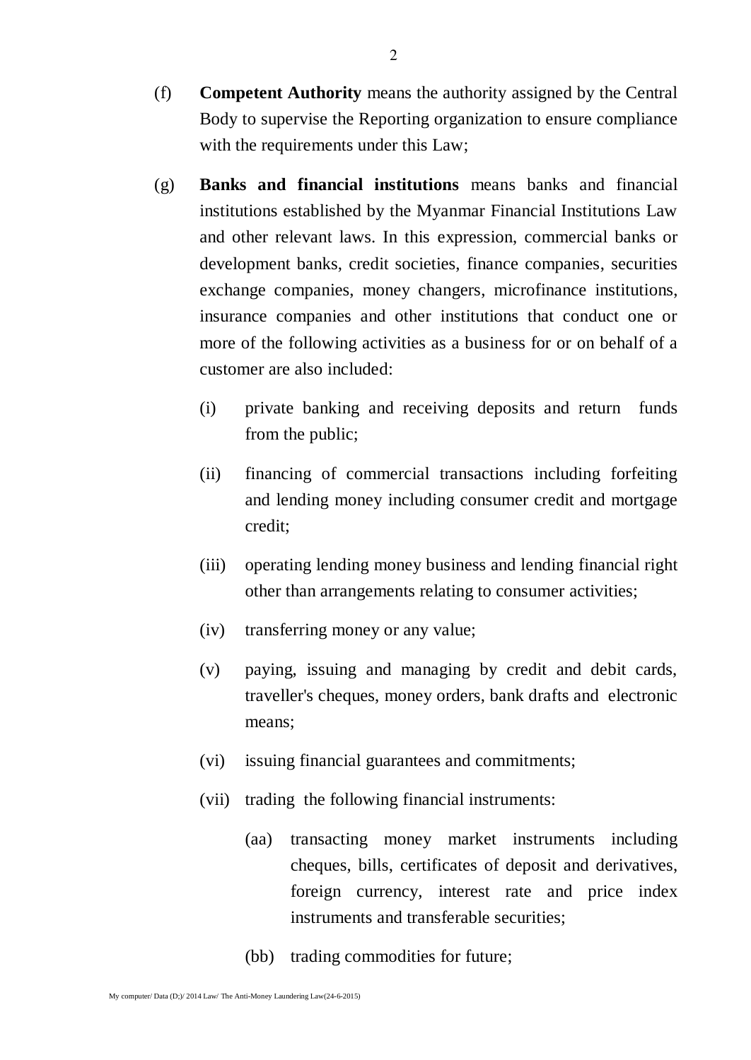(f) **Competent Authority** means the authority assigned by the Central Body to supervise the Reporting organization to ensure compliance with the requirements under this Law;

(g) **Banks and financial institutions** means banks and financial institutions established by the Myanmar Financial Institutions Law and other relevant laws. In this expression, commercial banks or development banks, credit societies, finance companies, securities exchange companies, money changers, microfinance institutions, insurance companies and other institutions that conduct one or more of the following activities as a business for or on behalf of a customer are also included:

   (i) private banking and receiving deposits and return funds from the public;

   (ii) financing of commercial transactions including forfeiting and lending money including consumer credit and mortgage credit;

   (iii) operating lending money business and lending financial right other than arrangements relating to consumer activities;

   (iv) transferring money or any value;

   (v) paying, issuing and managing by credit and debit cards, traveller's cheques, money orders, bank drafts and electronic means;

   (vi) issuing financial guarantees and commitments;

   (vii) trading the following financial instruments:

      (aa) transacting money market instruments including cheques, bills, certificates of deposit and derivatives, foreign currency, interest rate and price index instruments and transferable securities;

      (bb) trading commodities for future;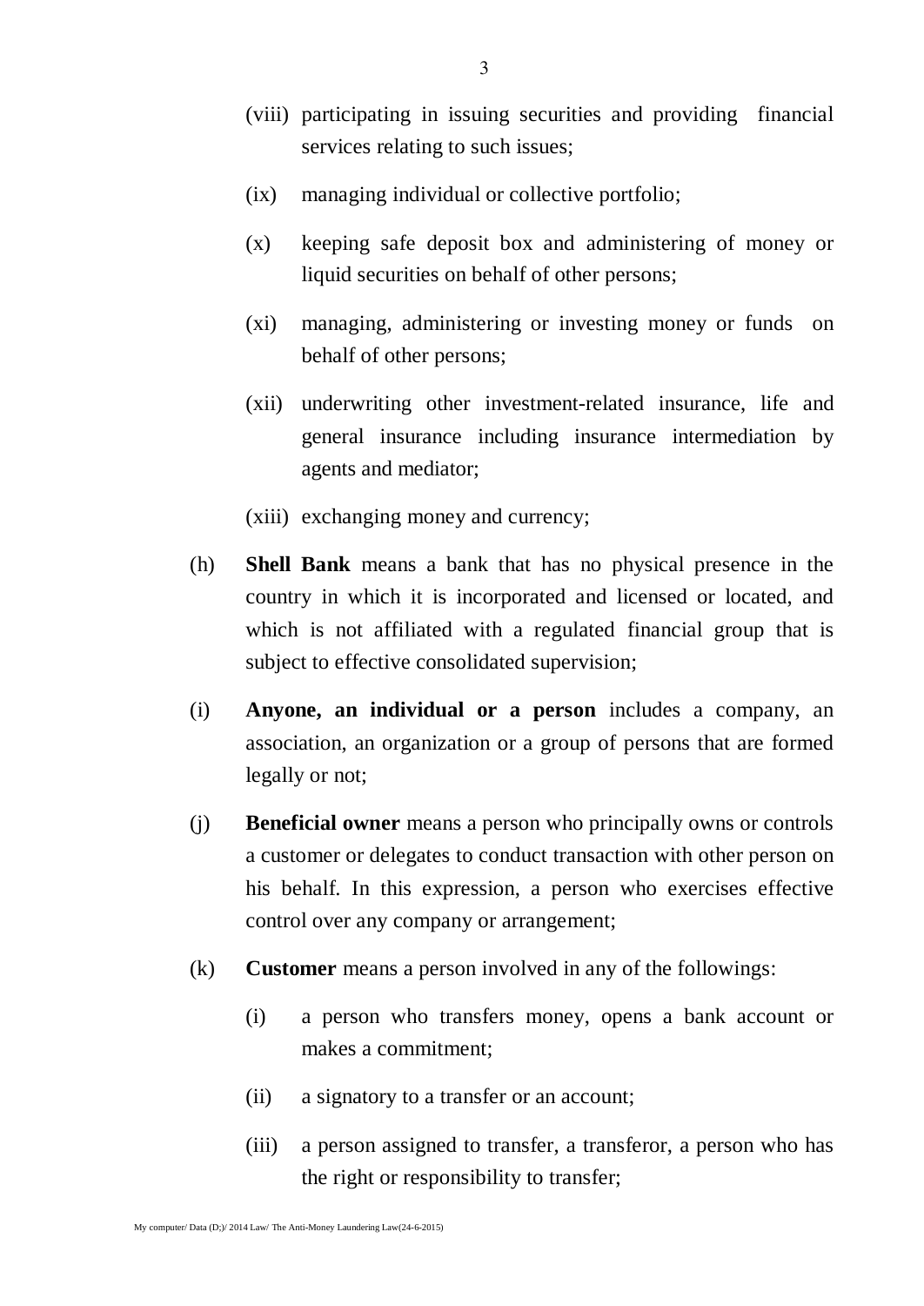(viii) participating in issuing securities and providing financial services relating to such issues;

(ix) managing individual or collective portfolio;

(x) keeping safe deposit box and administering of money or liquid securities on behalf of other persons;

(xi) managing, administering or investing money or funds on behalf of other persons;

(xii) underwriting other investment-related insurance, life and general insurance including insurance intermediation by agents and mediator;

(xiii) exchanging money and currency;

(h) **Shell Bank** means a bank that has no physical presence in the country in which it is incorporated and licensed or located, and which is not affiliated with a regulated financial group that is subject to effective consolidated supervision;

(i) **Anyone, an individual or a person** includes a company, an association, an organization or a group of persons that are formed legally or not;

(j) **Beneficial owner** means a person who principally owns or controls a customer or delegates to conduct transaction with other person on his behalf. In this expression, a person who exercises effective control over any company or arrangement;

(k) **Customer** means a person involved in any of the followings:

(i) a person who transfers money, opens a bank account or makes a commitment;

(ii) a signatory to a transfer or an account;

(iii) a person assigned to transfer, a transferor, a person who has the right or responsibility to transfer;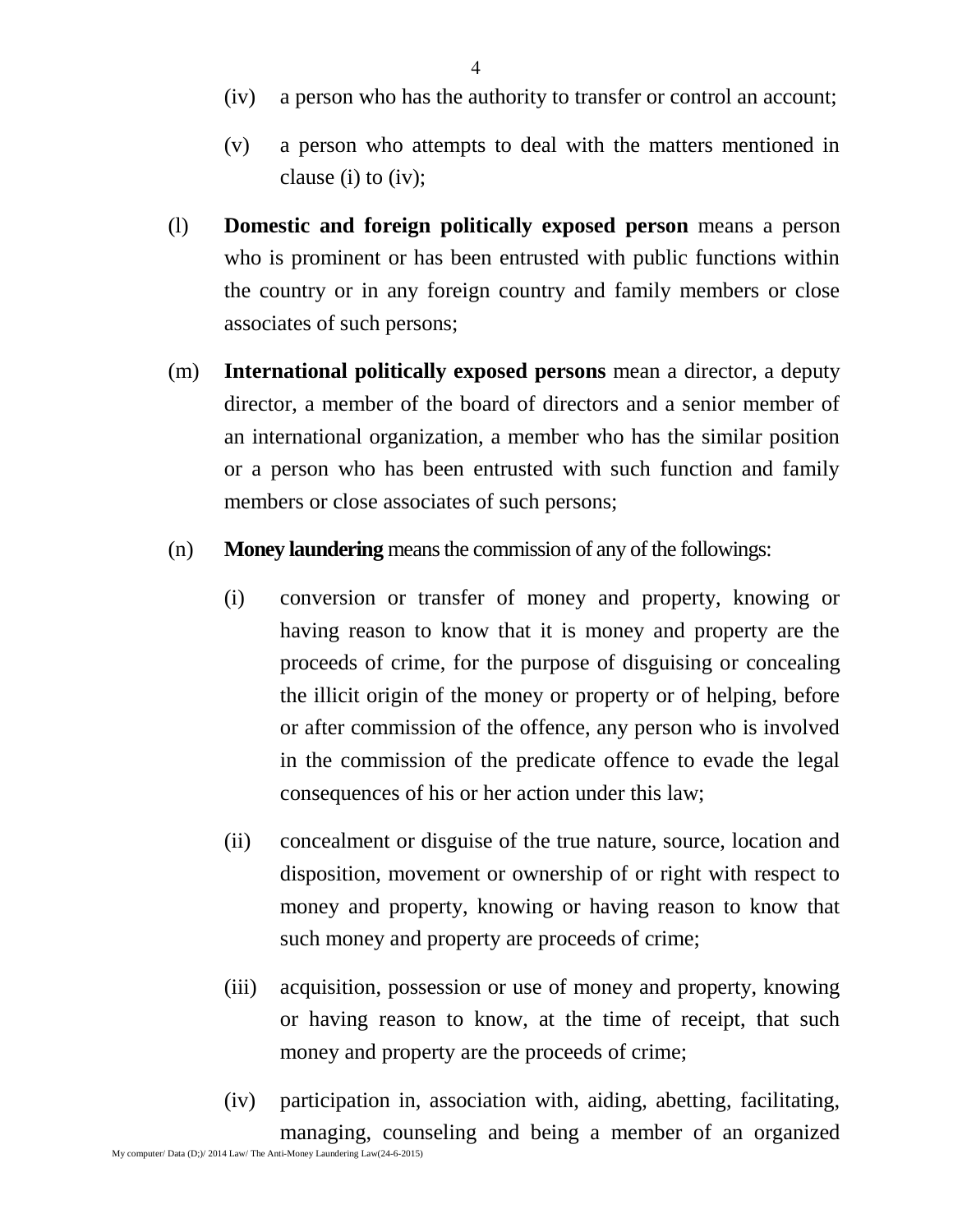(iv) a person who has the authority to transfer or control an account;

(v) a person who attempts to deal with the matters mentioned in clause (i) to (iv);

(l) **Domestic and foreign politically exposed person** means a person who is prominent or has been entrusted with public functions within the country or in any foreign country and family members or close associates of such persons;

(m) **International politically exposed persons** mean a director, a deputy director, a member of the board of directors and a senior member of an international organization, a member who has the similar position or a person who has been entrusted with such function and family members or close associates of such persons;

(n) **Money laundering** means the commission of any of the followings:

(i) conversion or transfer of money and property, knowing or having reason to know that it is money and property are the proceeds of crime, for the purpose of disguising or concealing the illicit origin of the money or property or of helping, before or after commission of the offence, any person who is involved in the commission of the predicate offence to evade the legal consequences of his or her action under this law;

(ii) concealment or disguise of the true nature, source, location and disposition, movement or ownership of or right with respect to money and property, knowing or having reason to know that such money and property are proceeds of crime;

(iii) acquisition, possession or use of money and property, knowing or having reason to know, at the time of receipt, that such money and property are the proceeds of crime;

(iv) participation in, association with, aiding, abetting, facilitating, managing, counseling and being a member of an organized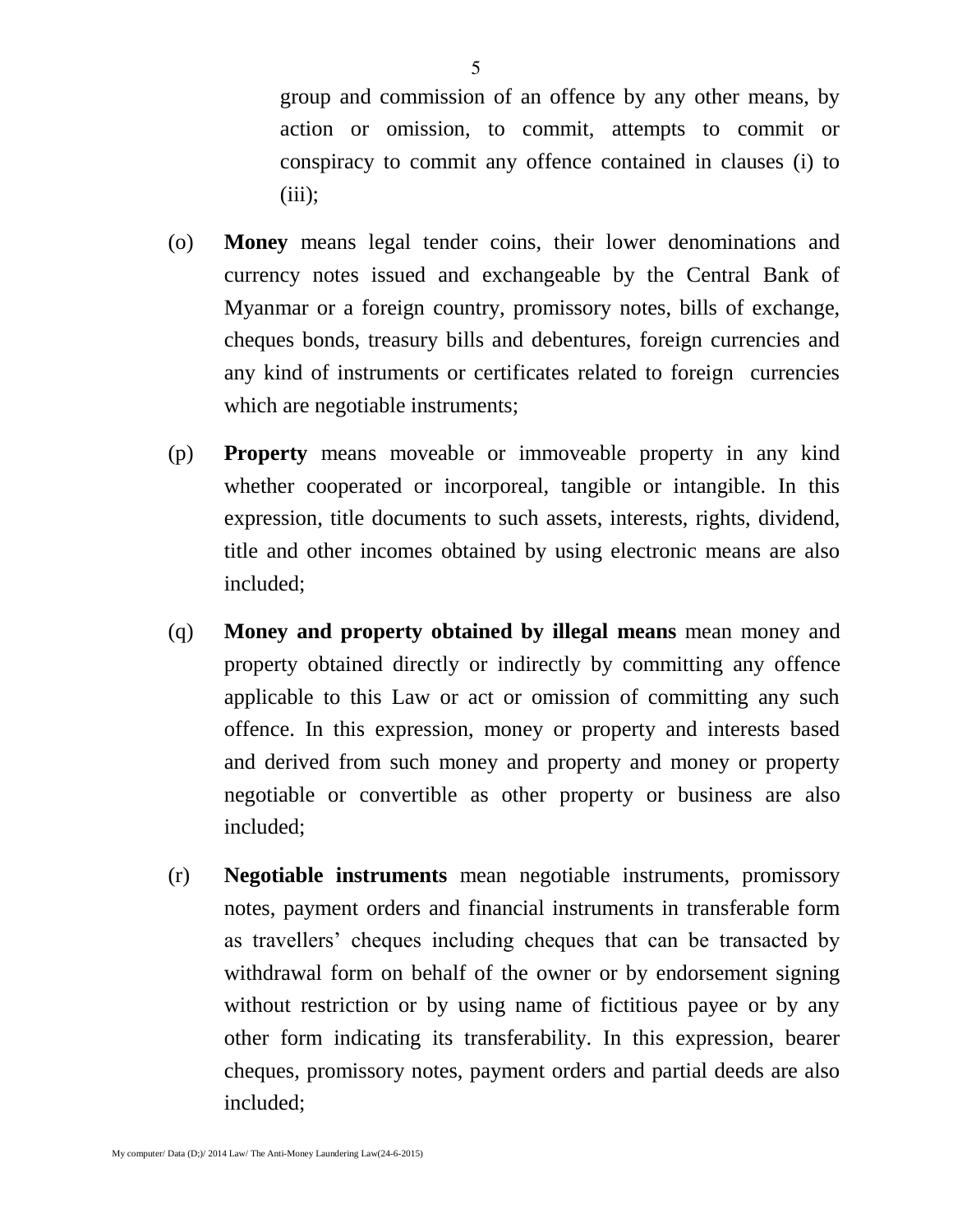group and commission of an offence by any other means, by action or omission, to commit, attempts to commit or conspiracy to commit any offence contained in clauses (i) to (iii);

(o) **Money** means legal tender coins, their lower denominations and currency notes issued and exchangeable by the Central Bank of Myanmar or a foreign country, promissory notes, bills of exchange, cheques bonds, treasury bills and debentures, foreign currencies and any kind of instruments or certificates related to foreign currencies which are negotiable instruments;

(p) **Property** means moveable or immoveable property in any kind whether cooperated or incorporeal, tangible or intangible. In this expression, title documents to such assets, interests, rights, dividend, title and other incomes obtained by using electronic means are also included;

(q) **Money and property obtained by illegal means** mean money and property obtained directly or indirectly by committing any offence applicable to this Law or act or omission of committing any such offence. In this expression, money or property and interests based and derived from such money and property and money or property negotiable or convertible as other property or business are also included;

(r) **Negotiable instruments** mean negotiable instruments, promissory notes, payment orders and financial instruments in transferable form as travellers' cheques including cheques that can be transacted by withdrawal form on behalf of the owner or by endorsement signing without restriction or by using name of fictitious payee or by any other form indicating its transferability. In this expression, bearer cheques, promissory notes, payment orders and partial deeds are also included;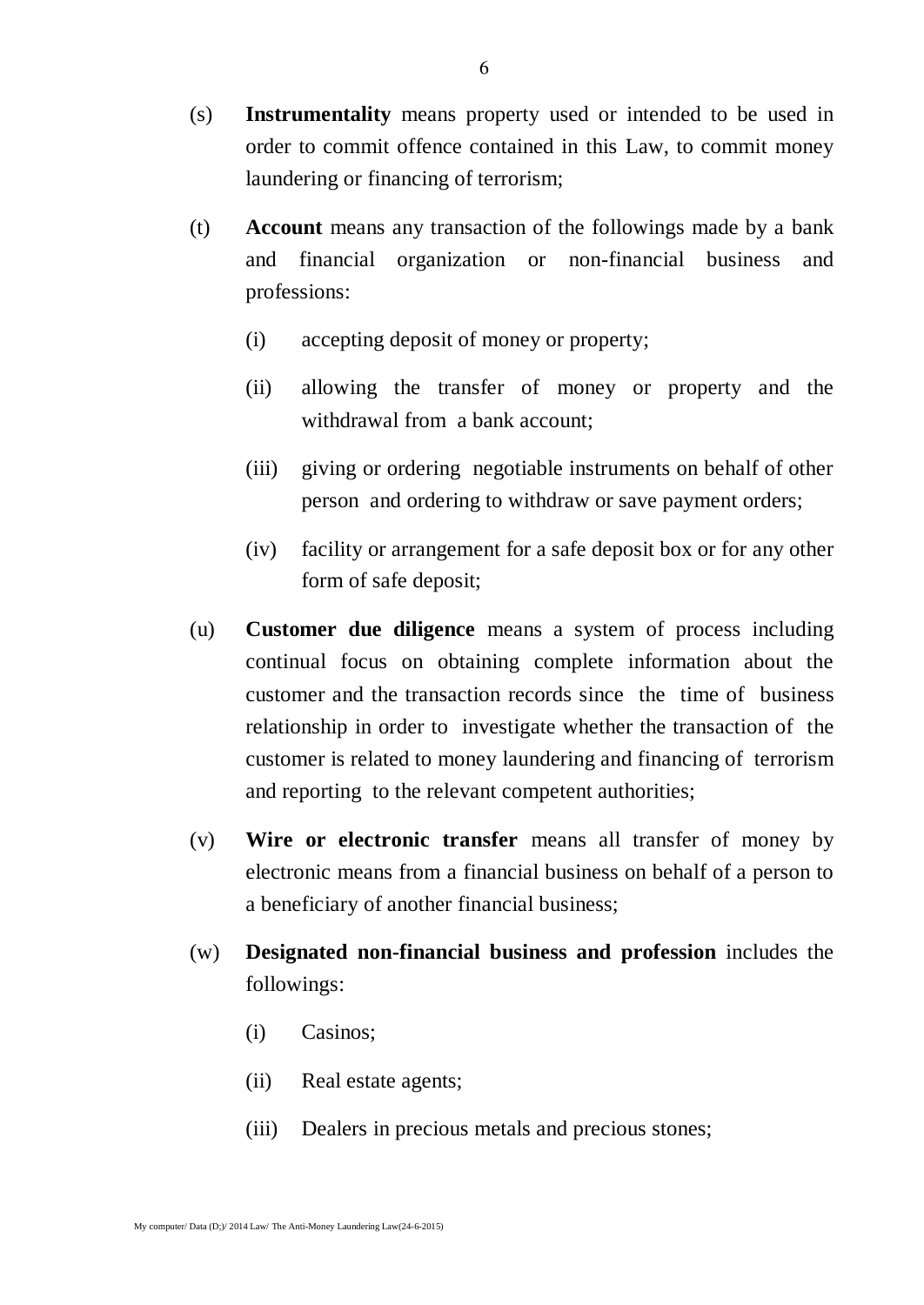(s) **Instrumentality** means property used or intended to be used in order to commit offence contained in this Law, to commit money laundering or financing of terrorism;

(t) **Account** means any transaction of the followings made by a bank and financial organization or non-financial business and professions:

  (i) accepting deposit of money or property;

  (ii) allowing the transfer of money or property and the withdrawal from a bank account;

  (iii) giving or ordering negotiable instruments on behalf of other person and ordering to withdraw or save payment orders;

  (iv) facility or arrangement for a safe deposit box or for any other form of safe deposit;

(u) **Customer due diligence** means a system of process including continual focus on obtaining complete information about the customer and the transaction records since the time of business relationship in order to investigate whether the transaction of the customer is related to money laundering and financing of terrorism and reporting to the relevant competent authorities;

(v) **Wire or electronic transfer** means all transfer of money by electronic means from a financial business on behalf of a person to a beneficiary of another financial business;

(w) **Designated non-financial business and profession** includes the followings:

  (i) Casinos;

  (ii) Real estate agents;

  (iii) Dealers in precious metals and precious stones;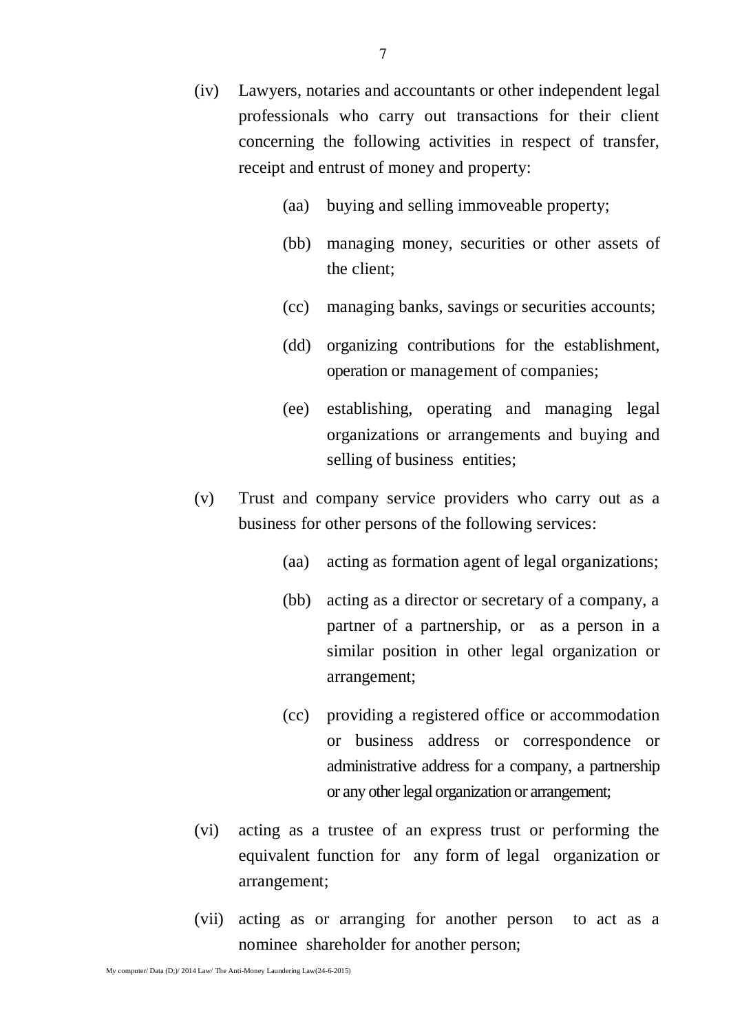(iv) Lawyers, notaries and accountants or other independent legal professionals who carry out transactions for their client concerning the following activities in respect of transfer, receipt and entrust of money and property:

  (aa) buying and selling immoveable property;

  (bb) managing money, securities or other assets of the client;

  (cc) managing banks, savings or securities accounts;

  (dd) organizing contributions for the establishment, operation or management of companies;

  (ee) establishing, operating and managing legal organizations or arrangements and buying and selling of business entities;

(v) Trust and company service providers who carry out as a business for other persons of the following services:

  (aa) acting as formation agent of legal organizations;

  (bb) acting as a director or secretary of a company, a partner of a partnership, or as a person in a similar position in other legal organization or arrangement;

  (cc) providing a registered office or accommodation or business address or correspondence or administrative address for a company, a partnership or any other legal organization or arrangement;

(vi) acting as a trustee of an express trust or performing the equivalent function for any form of legal organization or arrangement;

(vii) acting as or arranging for another person to act as a nominee shareholder for another person;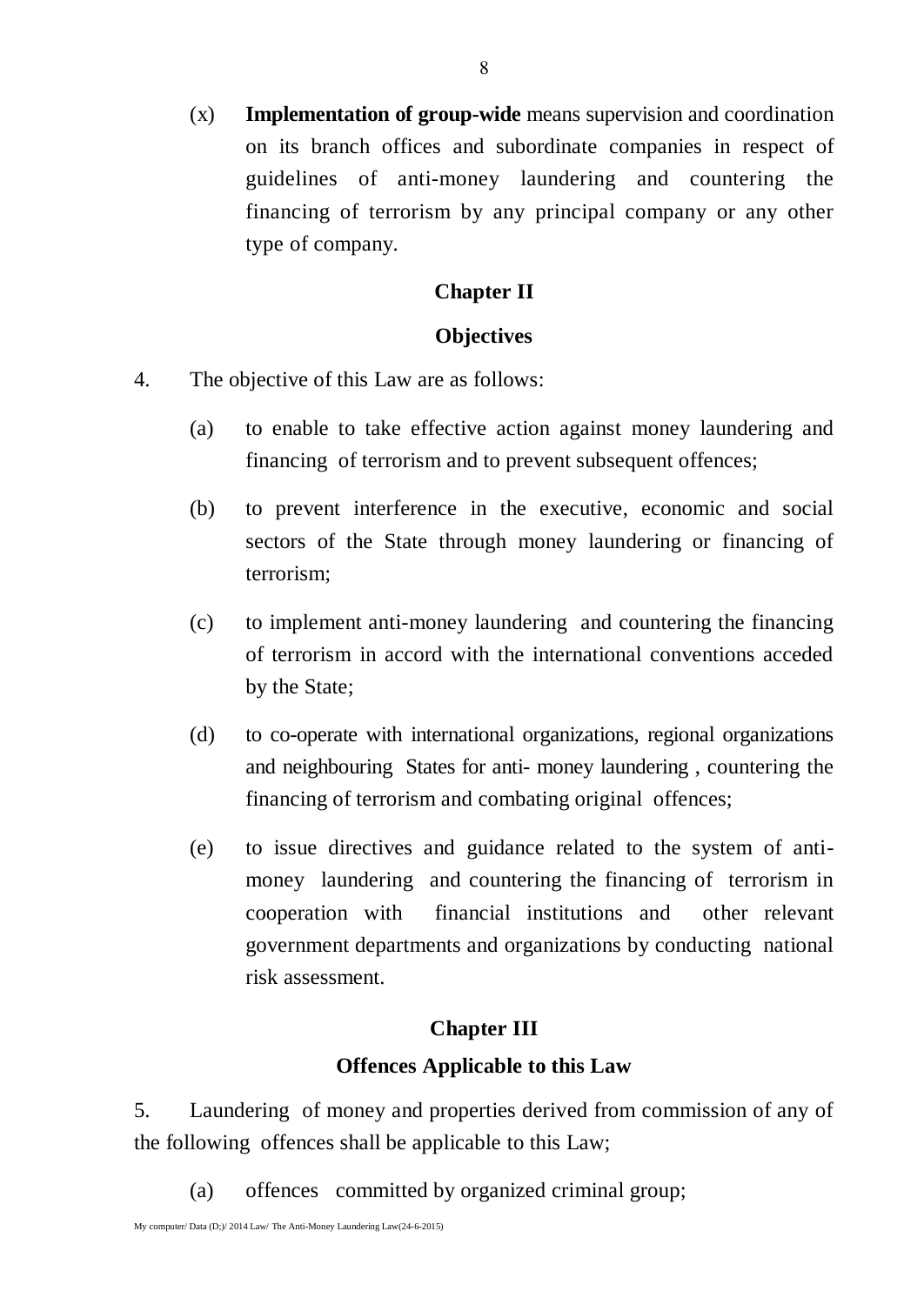(x) **Implementation of group-wide** means supervision and coordination on its branch offices and subordinate companies in respect of guidelines of anti-money laundering and countering the financing of terrorism by any principal company or any other type of company.

## Chapter II

## Objectives

4. The objective of this Law are as follows:

   (a) to enable to take effective action against money laundering and financing of terrorism and to prevent subsequent offences;

   (b) to prevent interference in the executive, economic and social sectors of the State through money laundering or financing of terrorism;

   (c) to implement anti-money laundering and countering the financing of terrorism in accord with the international conventions acceded by the State;

   (d) to co-operate with international organizations, regional organizations and neighbouring States for anti- money laundering , countering the financing of terrorism and combating original offences;

   (e) to issue directives and guidance related to the system of anti-money laundering and countering the financing of terrorism in cooperation with financial institutions and other relevant government departments and organizations by conducting national risk assessment.

## Chapter III

## Offences Applicable to this Law

5. Laundering of money and properties derived from commission of any of the following offences shall be applicable to this Law;

   (a) offences committed by organized criminal group;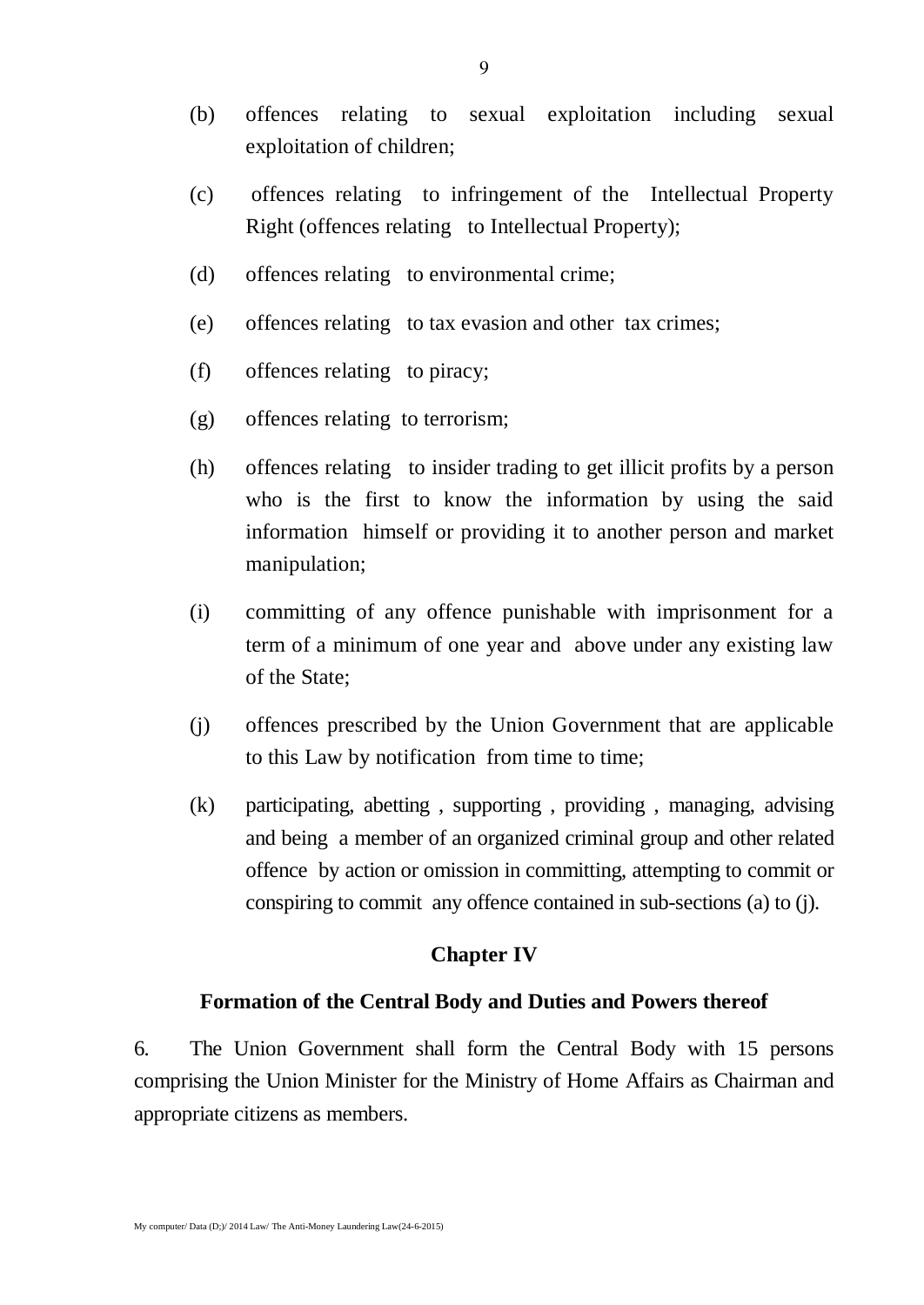(b) offences relating to sexual exploitation including sexual exploitation of children;

(c) offences relating to infringement of the Intellectual Property Right (offences relating to Intellectual Property);

(d) offences relating to environmental crime;

(e) offences relating to tax evasion and other tax crimes;

(f) offences relating to piracy;

(g) offences relating to terrorism;

(h) offences relating to insider trading to get illicit profits by a person who is the first to know the information by using the said information himself or providing it to another person and market manipulation;

(i) committing of any offence punishable with imprisonment for a term of a minimum of one year and above under any existing law of the State;

(j) offences prescribed by the Union Government that are applicable to this Law by notification from time to time;

(k) participating, abetting , supporting , providing , managing, advising and being a member of an organized criminal group and other related offence by action or omission in committing, attempting to commit or conspiring to commit any offence contained in sub-sections (a) to (j).

## Chapter IV

### Formation of the Central Body and Duties and Powers thereof

6. The Union Government shall form the Central Body with 15 persons comprising the Union Minister for the Ministry of Home Affairs as Chairman and appropriate citizens as members.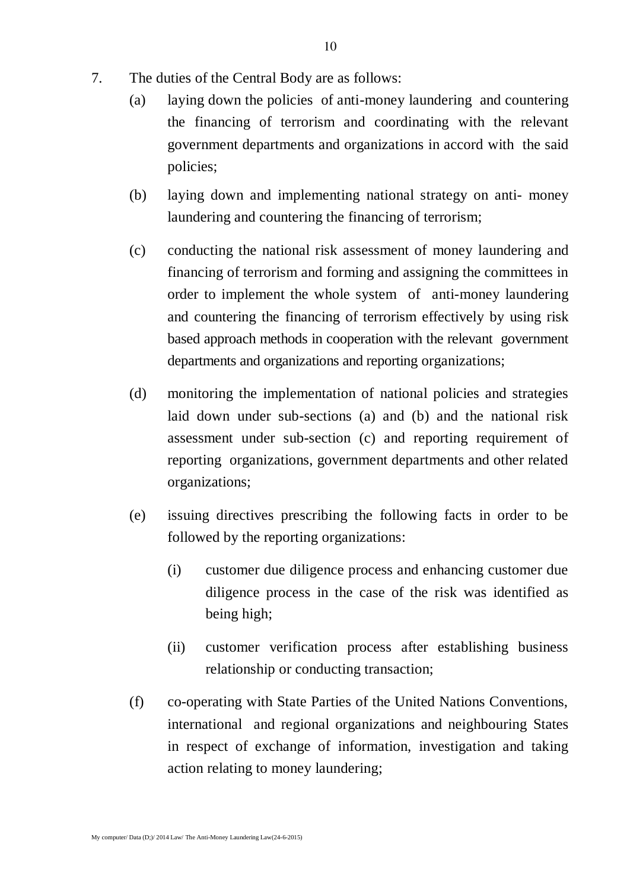7. The duties of the Central Body are as follows:

   (a) laying down the policies of anti-money laundering and countering the financing of terrorism and coordinating with the relevant government departments and organizations in accord with the said policies;

   (b) laying down and implementing national strategy on anti- money laundering and countering the financing of terrorism;

   (c) conducting the national risk assessment of money laundering and financing of terrorism and forming and assigning the committees in order to implement the whole system of anti-money laundering and countering the financing of terrorism effectively by using risk based approach methods in cooperation with the relevant government departments and organizations and reporting organizations;

   (d) monitoring the implementation of national policies and strategies laid down under sub-sections (a) and (b) and the national risk assessment under sub-section (c) and reporting requirement of reporting organizations, government departments and other related organizations;

   (e) issuing directives prescribing the following facts in order to be followed by the reporting organizations:

      (i) customer due diligence process and enhancing customer due diligence process in the case of the risk was identified as being high;

      (ii) customer verification process after establishing business relationship or conducting transaction;

   (f) co-operating with State Parties of the United Nations Conventions, international and regional organizations and neighbouring States in respect of exchange of information, investigation and taking action relating to money laundering;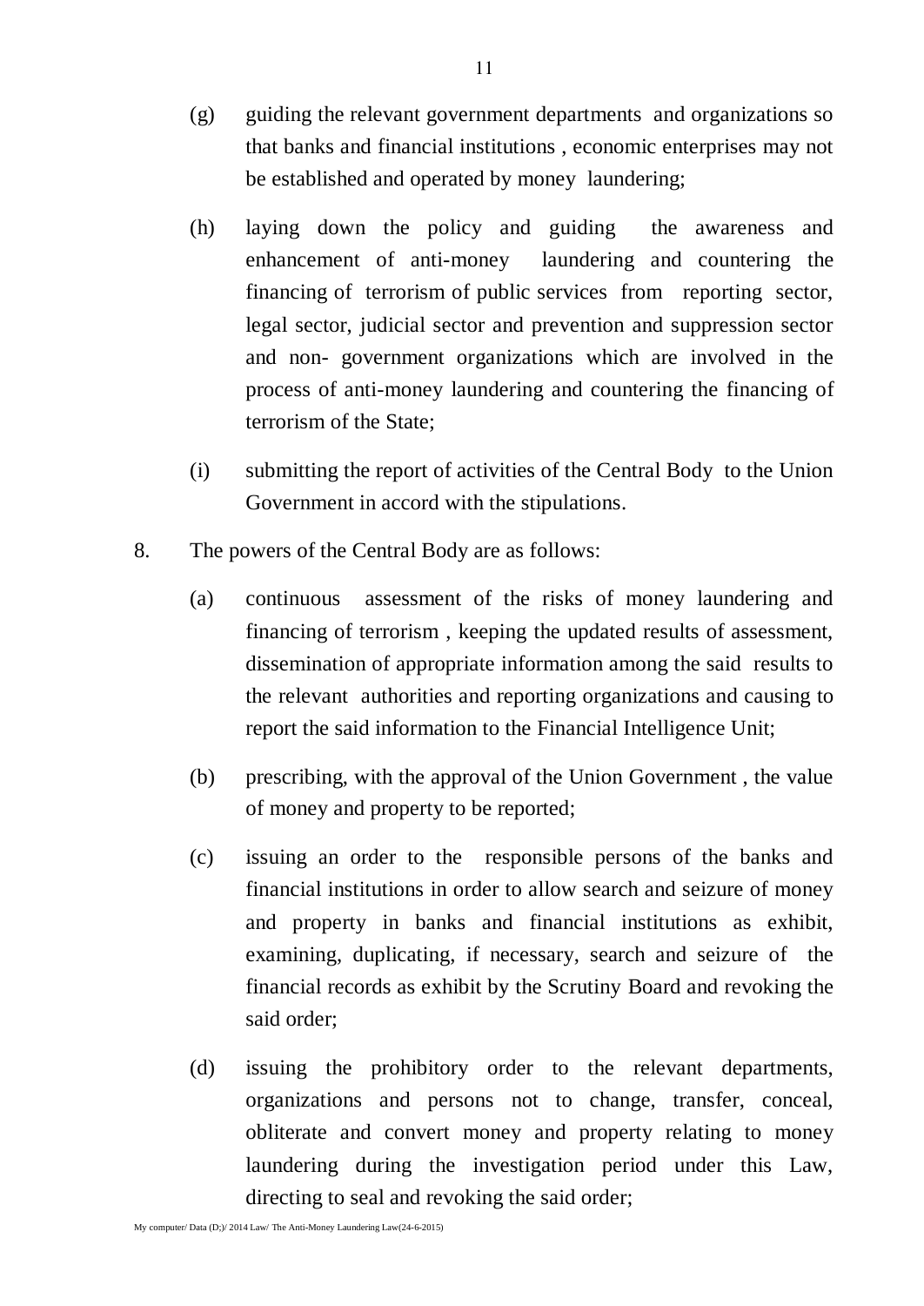(g) guiding the relevant government departments and organizations so that banks and financial institutions , economic enterprises may not be established and operated by money laundering;

(h) laying down the policy and guiding the awareness and enhancement of anti-money laundering and countering the financing of terrorism of public services from reporting sector, legal sector, judicial sector and prevention and suppression sector and non- government organizations which are involved in the process of anti-money laundering and countering the financing of terrorism of the State;

(i) submitting the report of activities of the Central Body to the Union Government in accord with the stipulations.

8. The powers of the Central Body are as follows:

(a) continuous assessment of the risks of money laundering and financing of terrorism , keeping the updated results of assessment, dissemination of appropriate information among the said results to the relevant authorities and reporting organizations and causing to report the said information to the Financial Intelligence Unit;

(b) prescribing, with the approval of the Union Government , the value of money and property to be reported;

(c) issuing an order to the responsible persons of the banks and financial institutions in order to allow search and seizure of money and property in banks and financial institutions as exhibit, examining, duplicating, if necessary, search and seizure of the financial records as exhibit by the Scrutiny Board and revoking the said order;

(d) issuing the prohibitory order to the relevant departments, organizations and persons not to change, transfer, conceal, obliterate and convert money and property relating to money laundering during the investigation period under this Law, directing to seal and revoking the said order;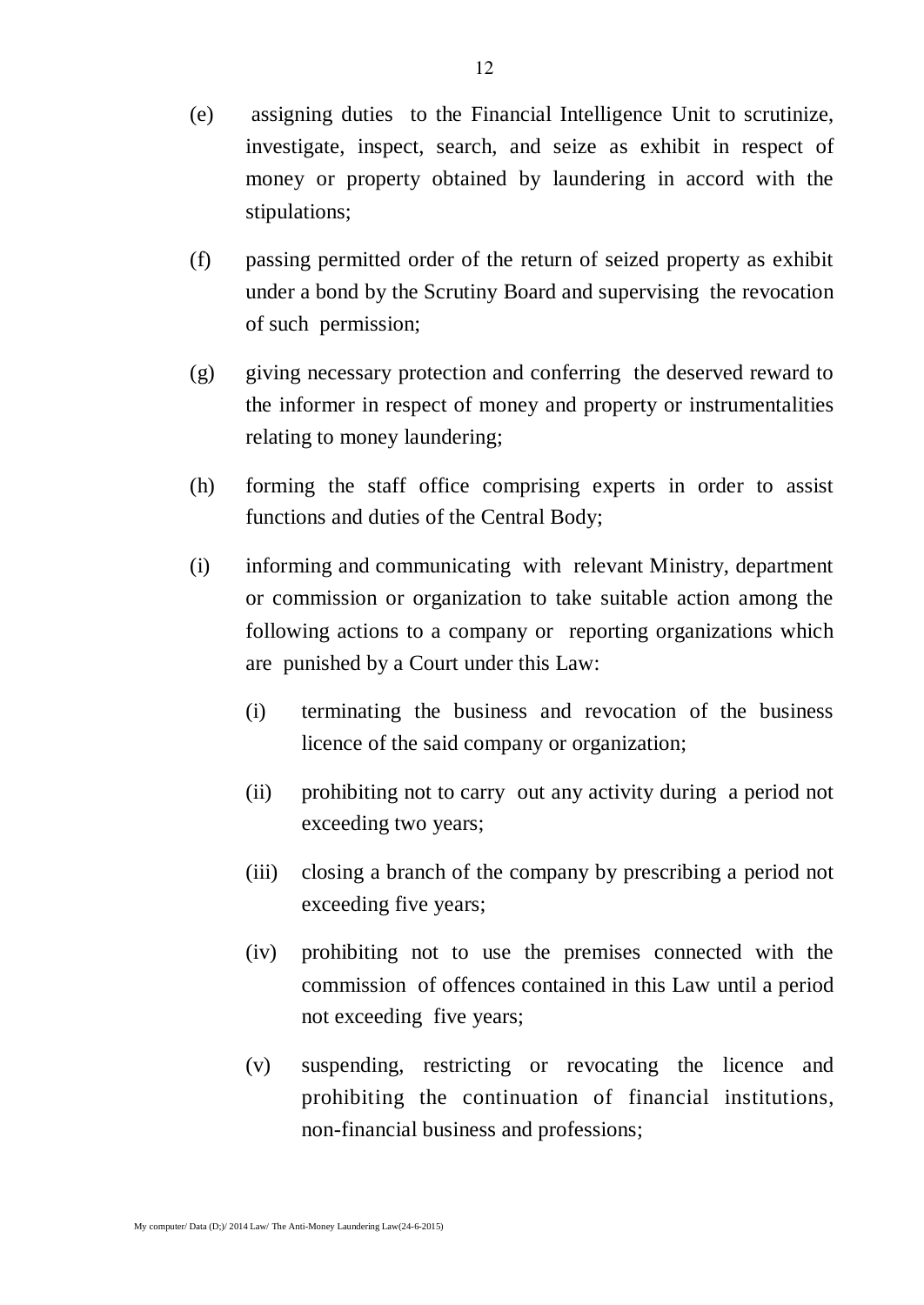(e) assigning duties to the Financial Intelligence Unit to scrutinize, investigate, inspect, search, and seize as exhibit in respect of money or property obtained by laundering in accord with the stipulations;

(f) passing permitted order of the return of seized property as exhibit under a bond by the Scrutiny Board and supervising the revocation of such permission;

(g) giving necessary protection and conferring the deserved reward to the informer in respect of money and property or instrumentalities relating to money laundering;

(h) forming the staff office comprising experts in order to assist functions and duties of the Central Body;

(i) informing and communicating with relevant Ministry, department or commission or organization to take suitable action among the following actions to a company or reporting organizations which are punished by a Court under this Law:

    (i) terminating the business and revocation of the business licence of the said company or organization;

    (ii) prohibiting not to carry out any activity during a period not exceeding two years;

    (iii) closing a branch of the company by prescribing a period not exceeding five years;

    (iv) prohibiting not to use the premises connected with the commission of offences contained in this Law until a period not exceeding five years;

    (v) suspending, restricting or revocating the licence and prohibiting the continuation of financial institutions, non-financial business and professions;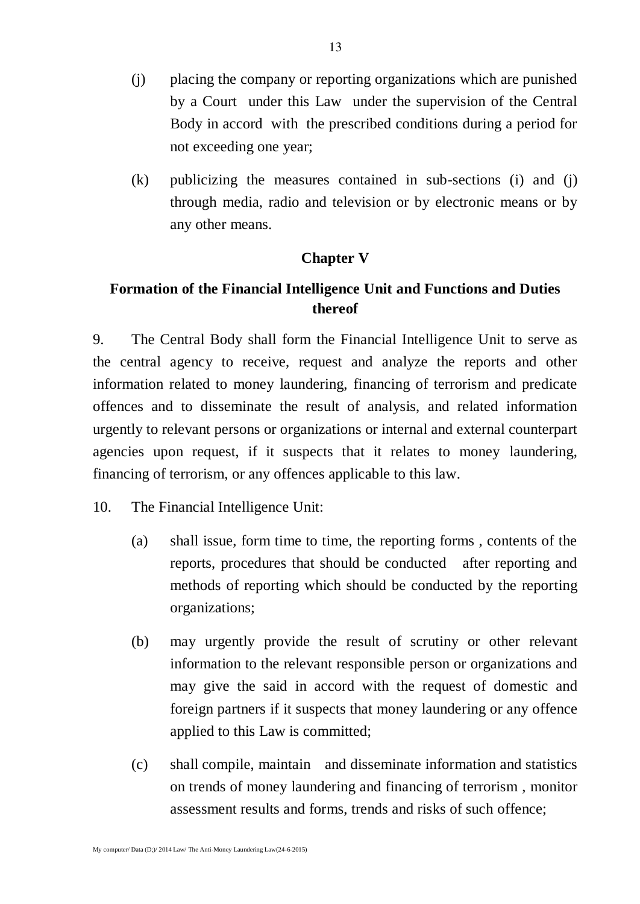(j) placing the company or reporting organizations which are punished by a Court under this Law under the supervision of the Central Body in accord with the prescribed conditions during a period for not exceeding one year;

(k) publicizing the measures contained in sub-sections (i) and (j) through media, radio and television or by electronic means or by any other means.

## Chapter V

## Formation of the Financial Intelligence Unit and Functions and Duties thereof

9. The Central Body shall form the Financial Intelligence Unit to serve as the central agency to receive, request and analyze the reports and other information related to money laundering, financing of terrorism and predicate offences and to disseminate the result of analysis, and related information urgently to relevant persons or organizations or internal and external counterpart agencies upon request, if it suspects that it relates to money laundering, financing of terrorism, or any offences applicable to this law.

10. The Financial Intelligence Unit:

(a) shall issue, form time to time, the reporting forms , contents of the reports, procedures that should be conducted after reporting and methods of reporting which should be conducted by the reporting organizations;

(b) may urgently provide the result of scrutiny or other relevant information to the relevant responsible person or organizations and may give the said in accord with the request of domestic and foreign partners if it suspects that money laundering or any offence applied to this Law is committed;

(c) shall compile, maintain and disseminate information and statistics on trends of money laundering and financing of terrorism , monitor assessment results and forms, trends and risks of such offence;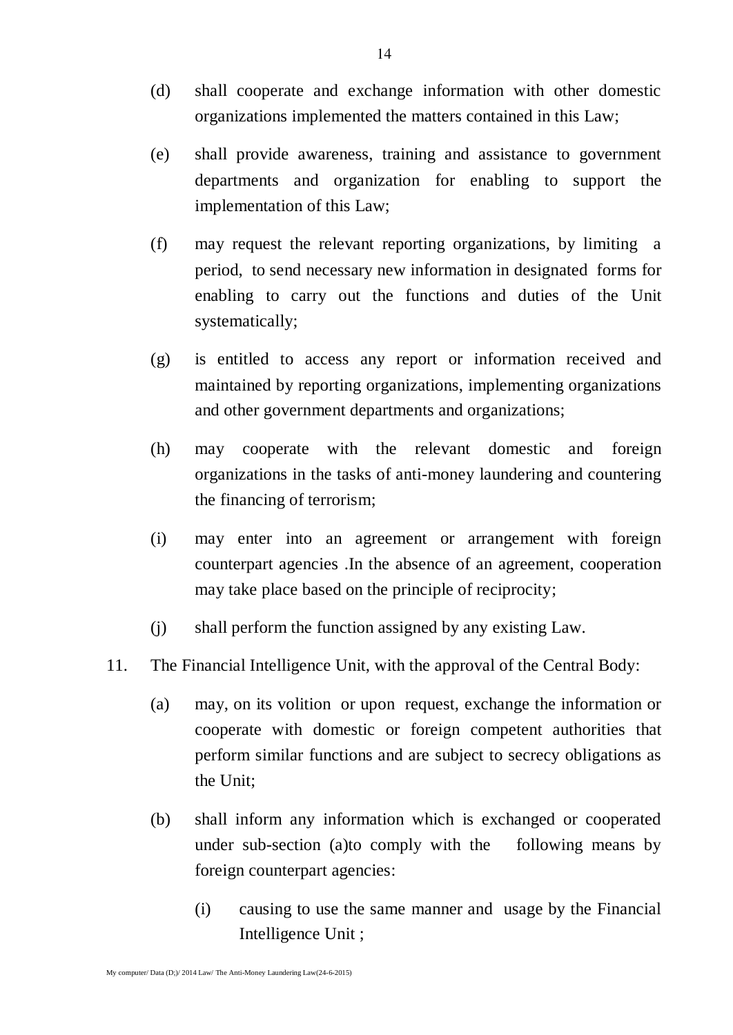(d) shall cooperate and exchange information with other domestic organizations implemented the matters contained in this Law;

(e) shall provide awareness, training and assistance to government departments and organization for enabling to support the implementation of this Law;

(f) may request the relevant reporting organizations, by limiting a period, to send necessary new information in designated forms for enabling to carry out the functions and duties of the Unit systematically;

(g) is entitled to access any report or information received and maintained by reporting organizations, implementing organizations and other government departments and organizations;

(h) may cooperate with the relevant domestic and foreign organizations in the tasks of anti-money laundering and countering the financing of terrorism;

(i) may enter into an agreement or arrangement with foreign counterpart agencies .In the absence of an agreement, cooperation may take place based on the principle of reciprocity;

(j) shall perform the function assigned by any existing Law.

11. The Financial Intelligence Unit, with the approval of the Central Body:

(a) may, on its volition or upon request, exchange the information or cooperate with domestic or foreign competent authorities that perform similar functions and are subject to secrecy obligations as the Unit;

(b) shall inform any information which is exchanged or cooperated under sub-section (a)to comply with the following means by foreign counterpart agencies:

(i) causing to use the same manner and usage by the Financial Intelligence Unit ;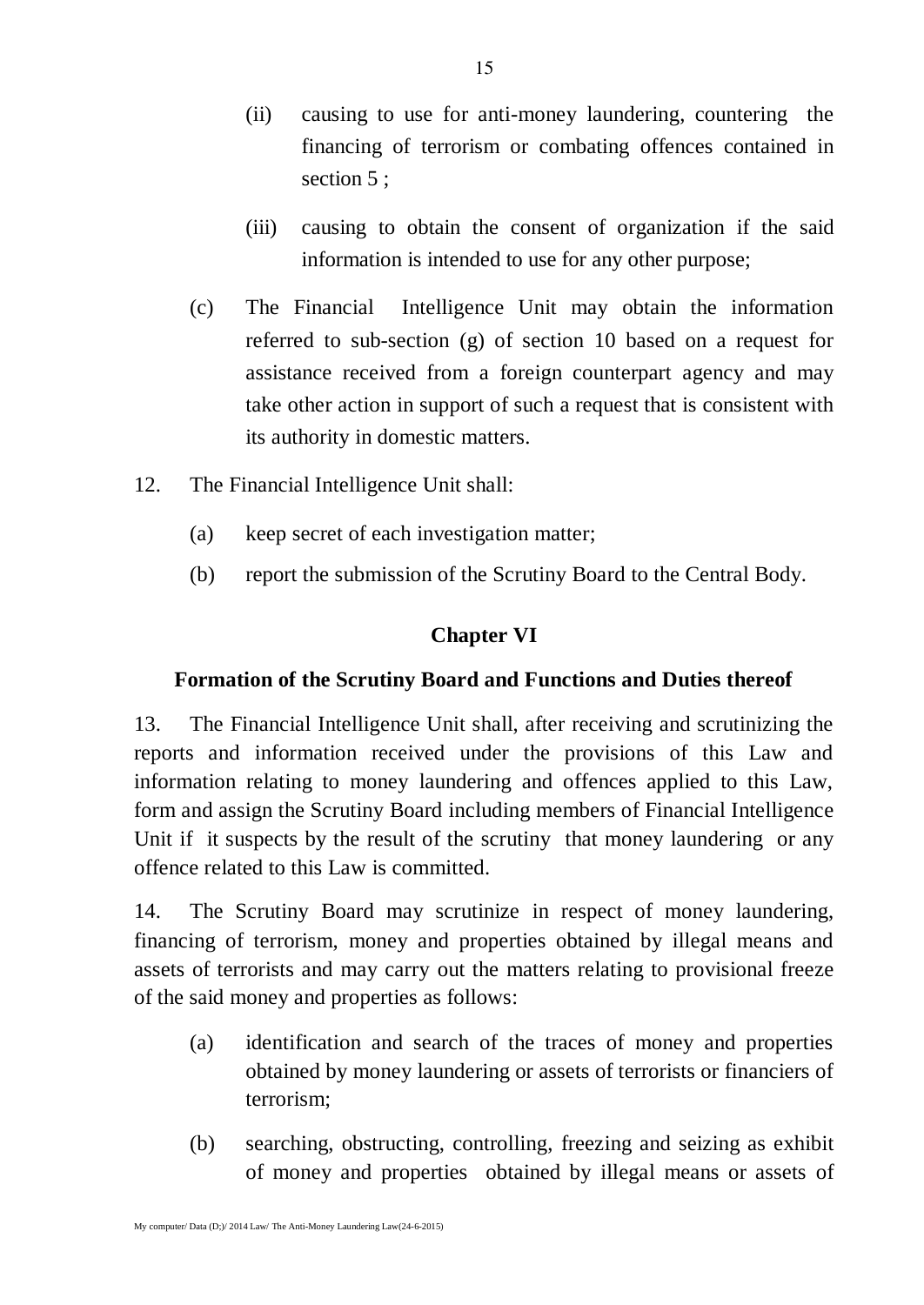(ii) causing to use for anti-money laundering, countering the financing of terrorism or combating offences contained in section 5 ;

(iii) causing to obtain the consent of organization if the said information is intended to use for any other purpose;

(c) The Financial Intelligence Unit may obtain the information referred to sub-section (g) of section 10 based on a request for assistance received from a foreign counterpart agency and may take other action in support of such a request that is consistent with its authority in domestic matters.

12. The Financial Intelligence Unit shall:

(a) keep secret of each investigation matter;

(b) report the submission of the Scrutiny Board to the Central Body.

## Chapter VI

### Formation of the Scrutiny Board and Functions and Duties thereof

13. The Financial Intelligence Unit shall, after receiving and scrutinizing the reports and information received under the provisions of this Law and information relating to money laundering and offences applied to this Law, form and assign the Scrutiny Board including members of Financial Intelligence Unit if it suspects by the result of the scrutiny that money laundering or any offence related to this Law is committed.

14. The Scrutiny Board may scrutinize in respect of money laundering, financing of terrorism, money and properties obtained by illegal means and assets of terrorists and may carry out the matters relating to provisional freeze of the said money and properties as follows:

(a) identification and search of the traces of money and properties obtained by money laundering or assets of terrorists or financiers of terrorism;

(b) searching, obstructing, controlling, freezing and seizing as exhibit of money and properties obtained by illegal means or assets of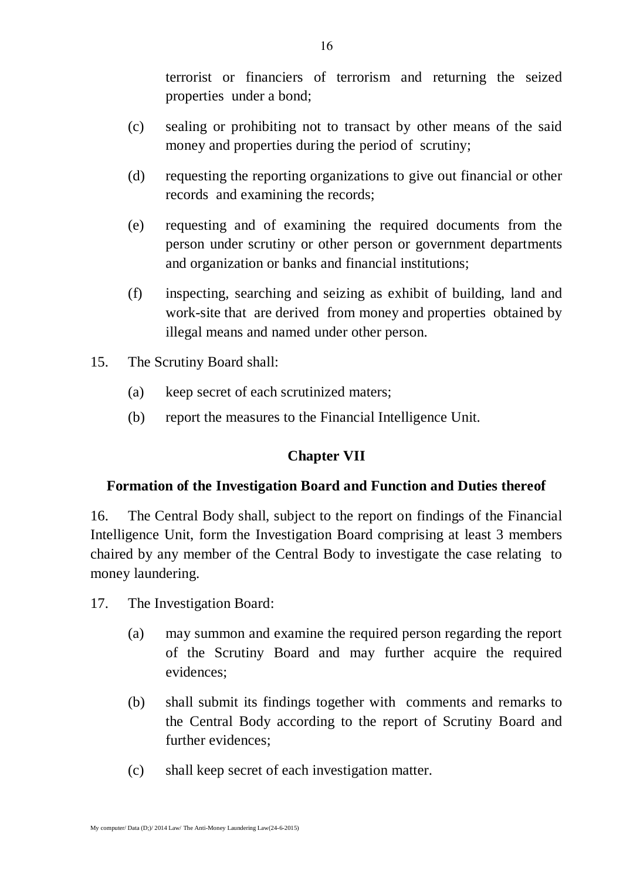terrorist or financiers of terrorism and returning the seized properties under a bond;

(c) sealing or prohibiting not to transact by other means of the said money and properties during the period of scrutiny;

(d) requesting the reporting organizations to give out financial or other records and examining the records;

(e) requesting and of examining the required documents from the person under scrutiny or other person or government departments and organization or banks and financial institutions;

(f) inspecting, searching and seizing as exhibit of building, land and work-site that are derived from money and properties obtained by illegal means and named under other person.

15. The Scrutiny Board shall:

(a) keep secret of each scrutinized maters;

(b) report the measures to the Financial Intelligence Unit.

## Chapter VII

### Formation of the Investigation Board and Function and Duties thereof

16. The Central Body shall, subject to the report on findings of the Financial Intelligence Unit, form the Investigation Board comprising at least 3 members chaired by any member of the Central Body to investigate the case relating to money laundering.

17. The Investigation Board:

(a) may summon and examine the required person regarding the report of the Scrutiny Board and may further acquire the required evidences;

(b) shall submit its findings together with comments and remarks to the Central Body according to the report of Scrutiny Board and further evidences;

(c) shall keep secret of each investigation matter.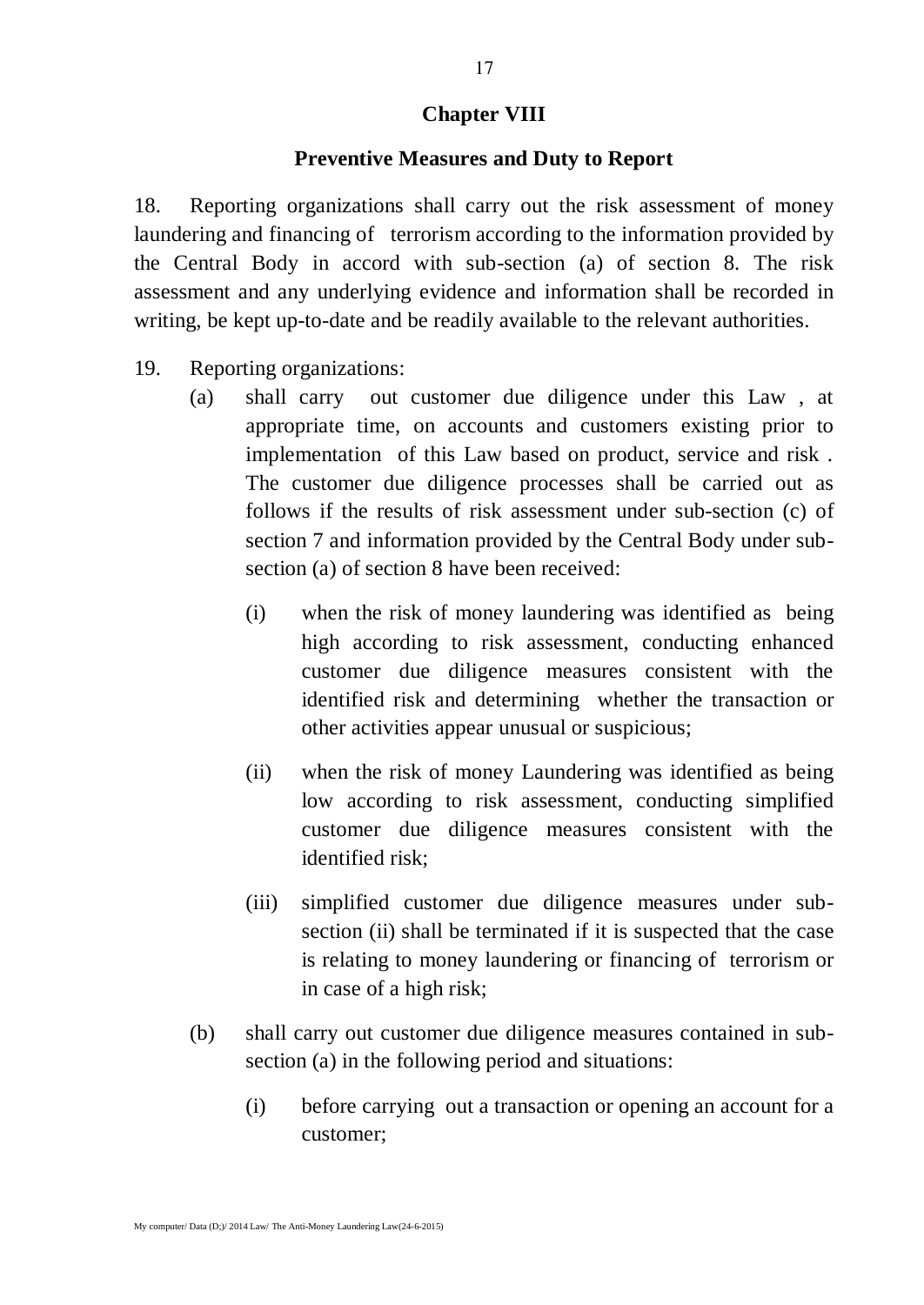## Chapter VIII

## Preventive Measures and Duty to Report

18. Reporting organizations shall carry out the risk assessment of money laundering and financing of terrorism according to the information provided by the Central Body in accord with sub-section (a) of section 8. The risk assessment and any underlying evidence and information shall be recorded in writing, be kept up-to-date and be readily available to the relevant authorities.

19. Reporting organizations:

   (a) shall carry out customer due diligence under this Law , at appropriate time, on accounts and customers existing prior to implementation of this Law based on product, service and risk . The customer due diligence processes shall be carried out as follows if the results of risk assessment under sub-section (c) of section 7 and information provided by the Central Body under sub-section (a) of section 8 have been received:

      (i) when the risk of money laundering was identified as being high according to risk assessment, conducting enhanced customer due diligence measures consistent with the identified risk and determining whether the transaction or other activities appear unusual or suspicious;

      (ii) when the risk of money Laundering was identified as being low according to risk assessment, conducting simplified customer due diligence measures consistent with the identified risk;

      (iii) simplified customer due diligence measures under sub-section (ii) shall be terminated if it is suspected that the case is relating to money laundering or financing of terrorism or in case of a high risk;

   (b) shall carry out customer due diligence measures contained in sub-section (a) in the following period and situations:

      (i) before carrying out a transaction or opening an account for a customer;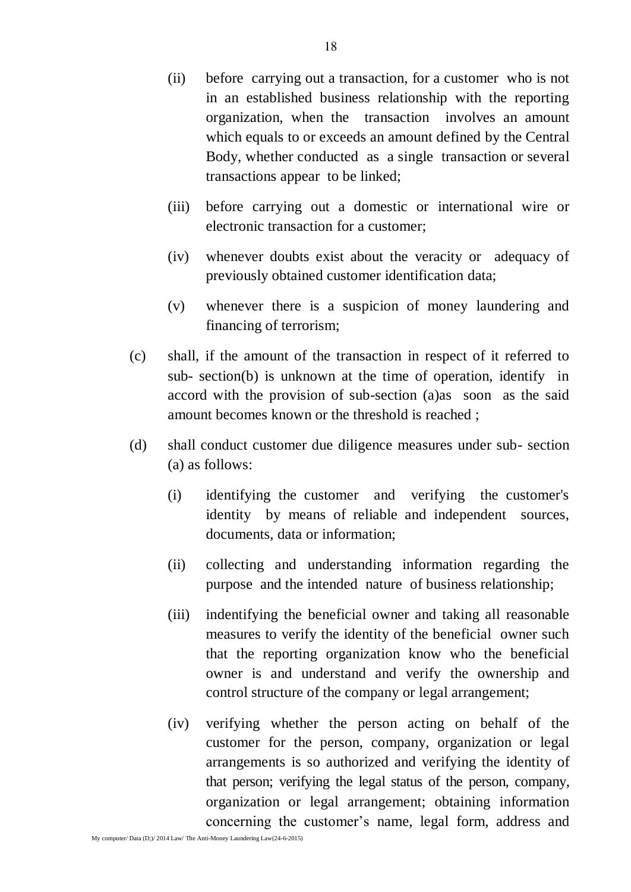(ii) before carrying out a transaction, for a customer who is not in an established business relationship with the reporting organization, when the transaction involves an amount which equals to or exceeds an amount defined by the Central Body, whether conducted as a single transaction or several transactions appear to be linked;

(iii) before carrying out a domestic or international wire or electronic transaction for a customer;

(iv) whenever doubts exist about the veracity or adequacy of previously obtained customer identification data;

(v) whenever there is a suspicion of money laundering and financing of terrorism;

(c) shall, if the amount of the transaction in respect of it referred to sub- section(b) is unknown at the time of operation, identify in accord with the provision of sub-section (a)as soon as the said amount becomes known or the threshold is reached ;

(d) shall conduct customer due diligence measures under sub- section (a) as follows:

(i) identifying the customer and verifying the customer's identity by means of reliable and independent sources, documents, data or information;

(ii) collecting and understanding information regarding the purpose and the intended nature of business relationship;

(iii) indentifying the beneficial owner and taking all reasonable measures to verify the identity of the beneficial owner such that the reporting organization know who the beneficial owner is and understand and verify the ownership and control structure of the company or legal arrangement;

(iv) verifying whether the person acting on behalf of the customer for the person, company, organization or legal arrangements is so authorized and verifying the identity of that person; verifying the legal status of the person, company, organization or legal arrangement; obtaining information concerning the customer's name, legal form, address and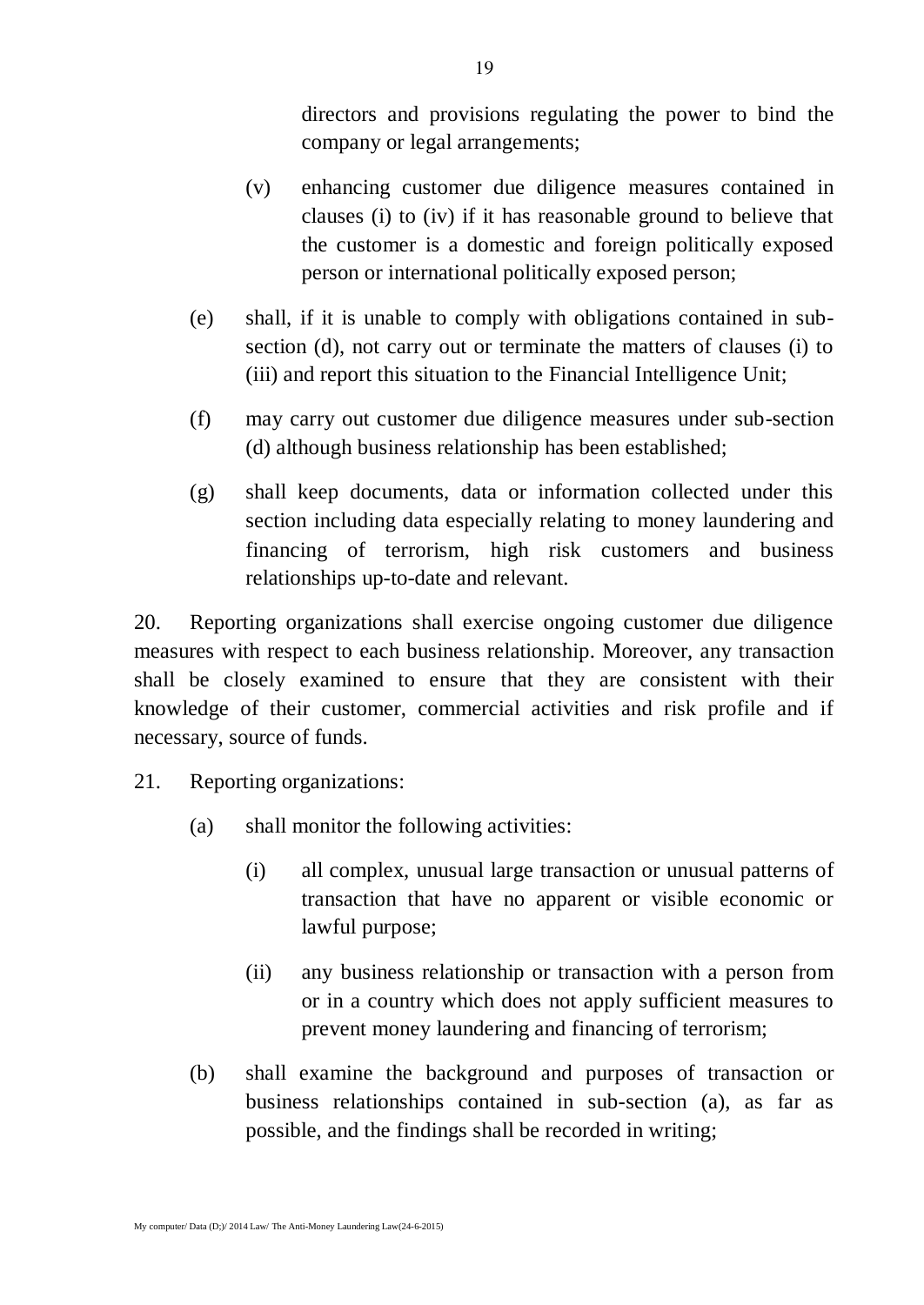directors and provisions regulating the power to bind the company or legal arrangements;

(v) enhancing customer due diligence measures contained in clauses (i) to (iv) if it has reasonable ground to believe that the customer is a domestic and foreign politically exposed person or international politically exposed person;

(e) shall, if it is unable to comply with obligations contained in sub-section (d), not carry out or terminate the matters of clauses (i) to (iii) and report this situation to the Financial Intelligence Unit;

(f) may carry out customer due diligence measures under sub-section (d) although business relationship has been established;

(g) shall keep documents, data or information collected under this section including data especially relating to money laundering and financing of terrorism, high risk customers and business relationships up-to-date and relevant.

20. Reporting organizations shall exercise ongoing customer due diligence measures with respect to each business relationship. Moreover, any transaction shall be closely examined to ensure that they are consistent with their knowledge of their customer, commercial activities and risk profile and if necessary, source of funds.

21. Reporting organizations:

(a) shall monitor the following activities:

(i) all complex, unusual large transaction or unusual patterns of transaction that have no apparent or visible economic or lawful purpose;

(ii) any business relationship or transaction with a person from or in a country which does not apply sufficient measures to prevent money laundering and financing of terrorism;

(b) shall examine the background and purposes of transaction or business relationships contained in sub-section (a), as far as possible, and the findings shall be recorded in writing;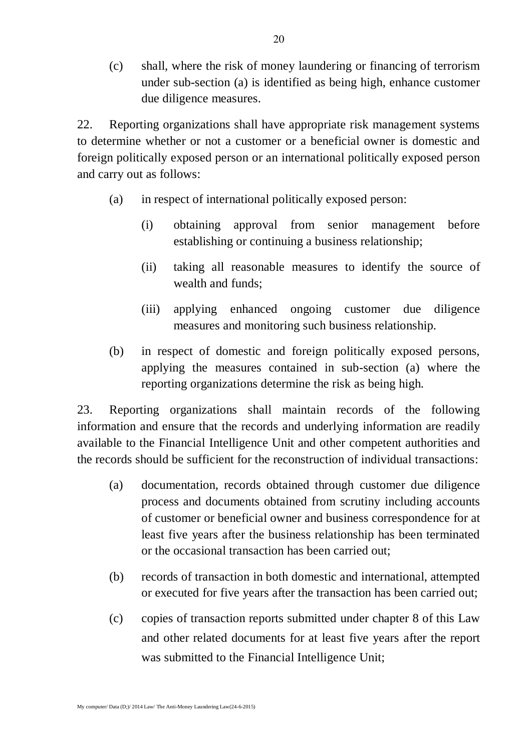(c) shall, where the risk of money laundering or financing of terrorism under sub-section (a) is identified as being high, enhance customer due diligence measures.

22. Reporting organizations shall have appropriate risk management systems to determine whether or not a customer or a beneficial owner is domestic and foreign politically exposed person or an international politically exposed person and carry out as follows:

(a) in respect of international politically exposed person:

(i) obtaining approval from senior management before establishing or continuing a business relationship;

(ii) taking all reasonable measures to identify the source of wealth and funds;

(iii) applying enhanced ongoing customer due diligence measures and monitoring such business relationship.

(b) in respect of domestic and foreign politically exposed persons, applying the measures contained in sub-section (a) where the reporting organizations determine the risk as being high.

23. Reporting organizations shall maintain records of the following information and ensure that the records and underlying information are readily available to the Financial Intelligence Unit and other competent authorities and the records should be sufficient for the reconstruction of individual transactions:

(a) documentation, records obtained through customer due diligence process and documents obtained from scrutiny including accounts of customer or beneficial owner and business correspondence for at least five years after the business relationship has been terminated or the occasional transaction has been carried out;

(b) records of transaction in both domestic and international, attempted or executed for five years after the transaction has been carried out;

(c) copies of transaction reports submitted under chapter 8 of this Law and other related documents for at least five years after the report was submitted to the Financial Intelligence Unit;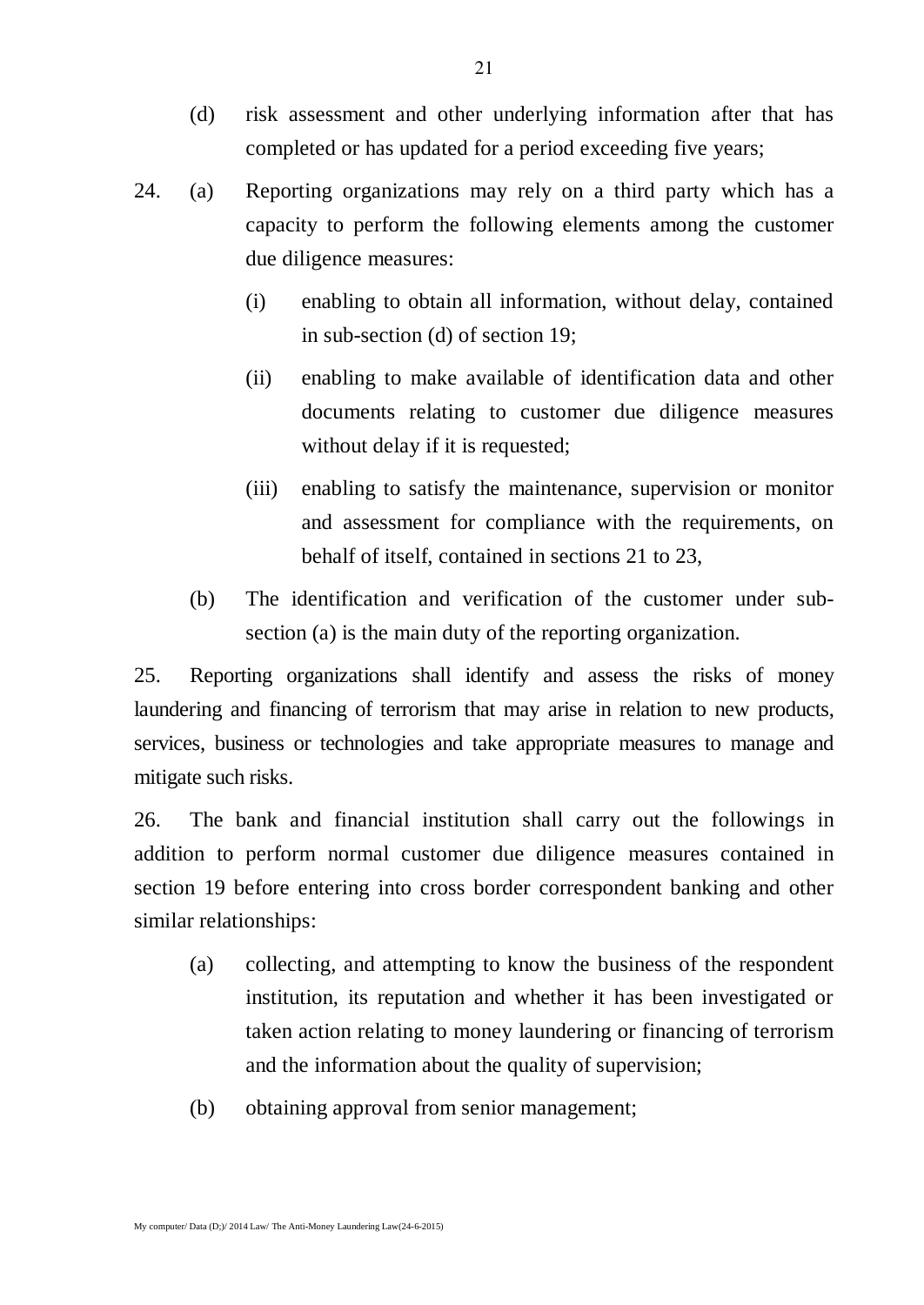(d) risk assessment and other underlying information after that has completed or has updated for a period exceeding five years;

24. (a) Reporting organizations may rely on a third party which has a capacity to perform the following elements among the customer due diligence measures:

    (i) enabling to obtain all information, without delay, contained in sub-section (d) of section 19;

    (ii) enabling to make available of identification data and other documents relating to customer due diligence measures without delay if it is requested;

    (iii) enabling to satisfy the maintenance, supervision or monitor and assessment for compliance with the requirements, on behalf of itself, contained in sections 21 to 23,

    (b) The identification and verification of the customer under sub-section (a) is the main duty of the reporting organization.

25. Reporting organizations shall identify and assess the risks of money laundering and financing of terrorism that may arise in relation to new products, services, business or technologies and take appropriate measures to manage and mitigate such risks.

26. The bank and financial institution shall carry out the followings in addition to perform normal customer due diligence measures contained in section 19 before entering into cross border correspondent banking and other similar relationships:

    (a) collecting, and attempting to know the business of the respondent institution, its reputation and whether it has been investigated or taken action relating to money laundering or financing of terrorism and the information about the quality of supervision;

    (b) obtaining approval from senior management;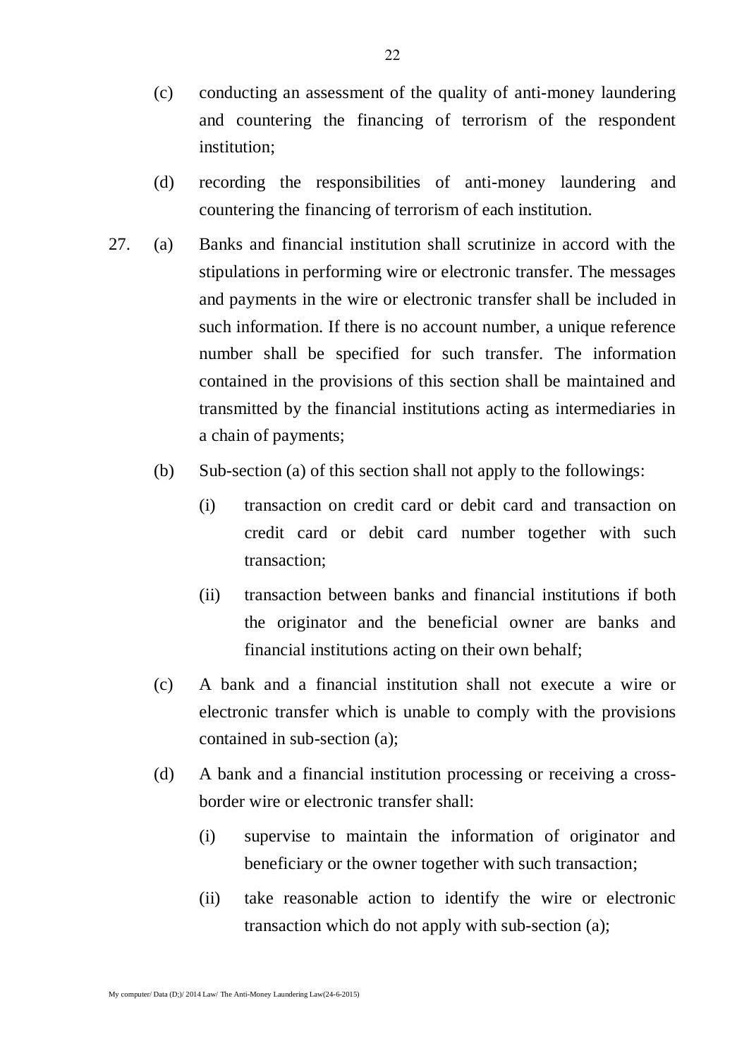(c) conducting an assessment of the quality of anti-money laundering and countering the financing of terrorism of the respondent institution;

(d) recording the responsibilities of anti-money laundering and countering the financing of terrorism of each institution.

27. (a) Banks and financial institution shall scrutinize in accord with the stipulations in performing wire or electronic transfer. The messages and payments in the wire or electronic transfer shall be included in such information. If there is no account number, a unique reference number shall be specified for such transfer. The information contained in the provisions of this section shall be maintained and transmitted by the financial institutions acting as intermediaries in a chain of payments;

(b) Sub-section (a) of this section shall not apply to the followings:

(i) transaction on credit card or debit card and transaction on credit card or debit card number together with such transaction;

(ii) transaction between banks and financial institutions if both the originator and the beneficial owner are banks and financial institutions acting on their own behalf;

(c) A bank and a financial institution shall not execute a wire or electronic transfer which is unable to comply with the provisions contained in sub-section (a);

(d) A bank and a financial institution processing or receiving a cross-border wire or electronic transfer shall:

(i) supervise to maintain the information of originator and beneficiary or the owner together with such transaction;

(ii) take reasonable action to identify the wire or electronic transaction which do not apply with sub-section (a);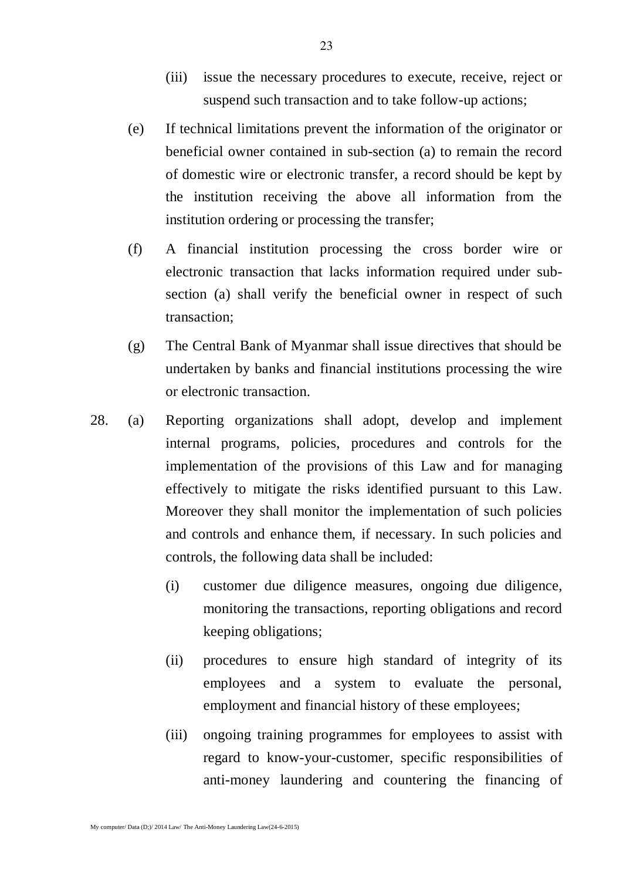(iii) issue the necessary procedures to execute, receive, reject or suspend such transaction and to take follow-up actions;

(e) If technical limitations prevent the information of the originator or beneficial owner contained in sub-section (a) to remain the record of domestic wire or electronic transfer, a record should be kept by the institution receiving the above all information from the institution ordering or processing the transfer;

(f) A financial institution processing the cross border wire or electronic transaction that lacks information required under sub-section (a) shall verify the beneficial owner in respect of such transaction;

(g) The Central Bank of Myanmar shall issue directives that should be undertaken by banks and financial institutions processing the wire or electronic transaction.

28. (a) Reporting organizations shall adopt, develop and implement internal programs, policies, procedures and controls for the implementation of the provisions of this Law and for managing effectively to mitigate the risks identified pursuant to this Law. Moreover they shall monitor the implementation of such policies and controls and enhance them, if necessary. In such policies and controls, the following data shall be included:

(i) customer due diligence measures, ongoing due diligence, monitoring the transactions, reporting obligations and record keeping obligations;

(ii) procedures to ensure high standard of integrity of its employees and a system to evaluate the personal, employment and financial history of these employees;

(iii) ongoing training programmes for employees to assist with regard to know-your-customer, specific responsibilities of anti-money laundering and countering the financing of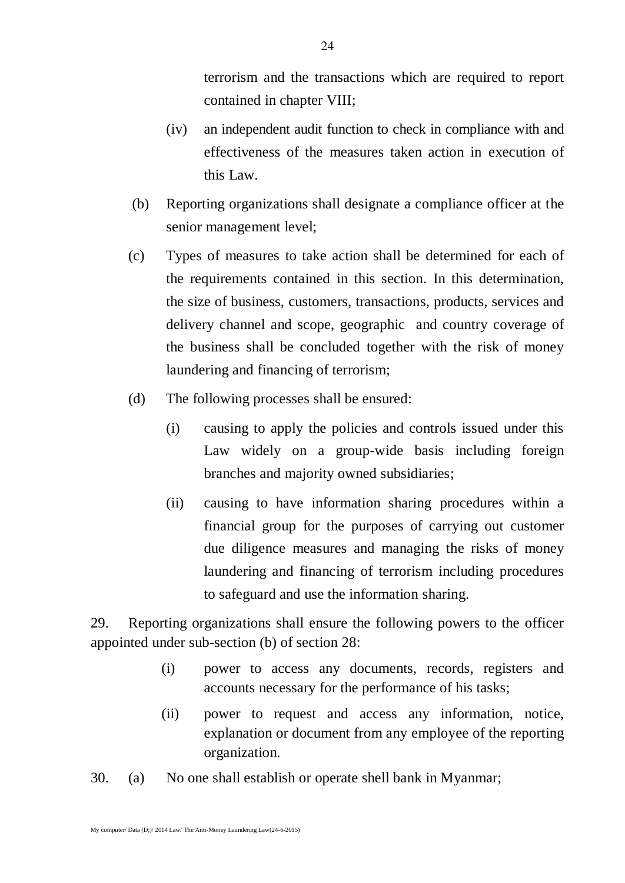terrorism and the transactions which are required to report contained in chapter VIII;

(iv) an independent audit function to check in compliance with and effectiveness of the measures taken action in execution of this Law.

(b) Reporting organizations shall designate a compliance officer at the senior management level;

(c) Types of measures to take action shall be determined for each of the requirements contained in this section. In this determination, the size of business, customers, transactions, products, services and delivery channel and scope, geographic and country coverage of the business shall be concluded together with the risk of money laundering and financing of terrorism;

(d) The following processes shall be ensured:

(i) causing to apply the policies and controls issued under this Law widely on a group-wide basis including foreign branches and majority owned subsidiaries;

(ii) causing to have information sharing procedures within a financial group for the purposes of carrying out customer due diligence measures and managing the risks of money laundering and financing of terrorism including procedures to safeguard and use the information sharing.

29. Reporting organizations shall ensure the following powers to the officer appointed under sub-section (b) of section 28:

(i) power to access any documents, records, registers and accounts necessary for the performance of his tasks;

(ii) power to request and access any information, notice, explanation or document from any employee of the reporting organization.

30. (a) No one shall establish or operate shell bank in Myanmar;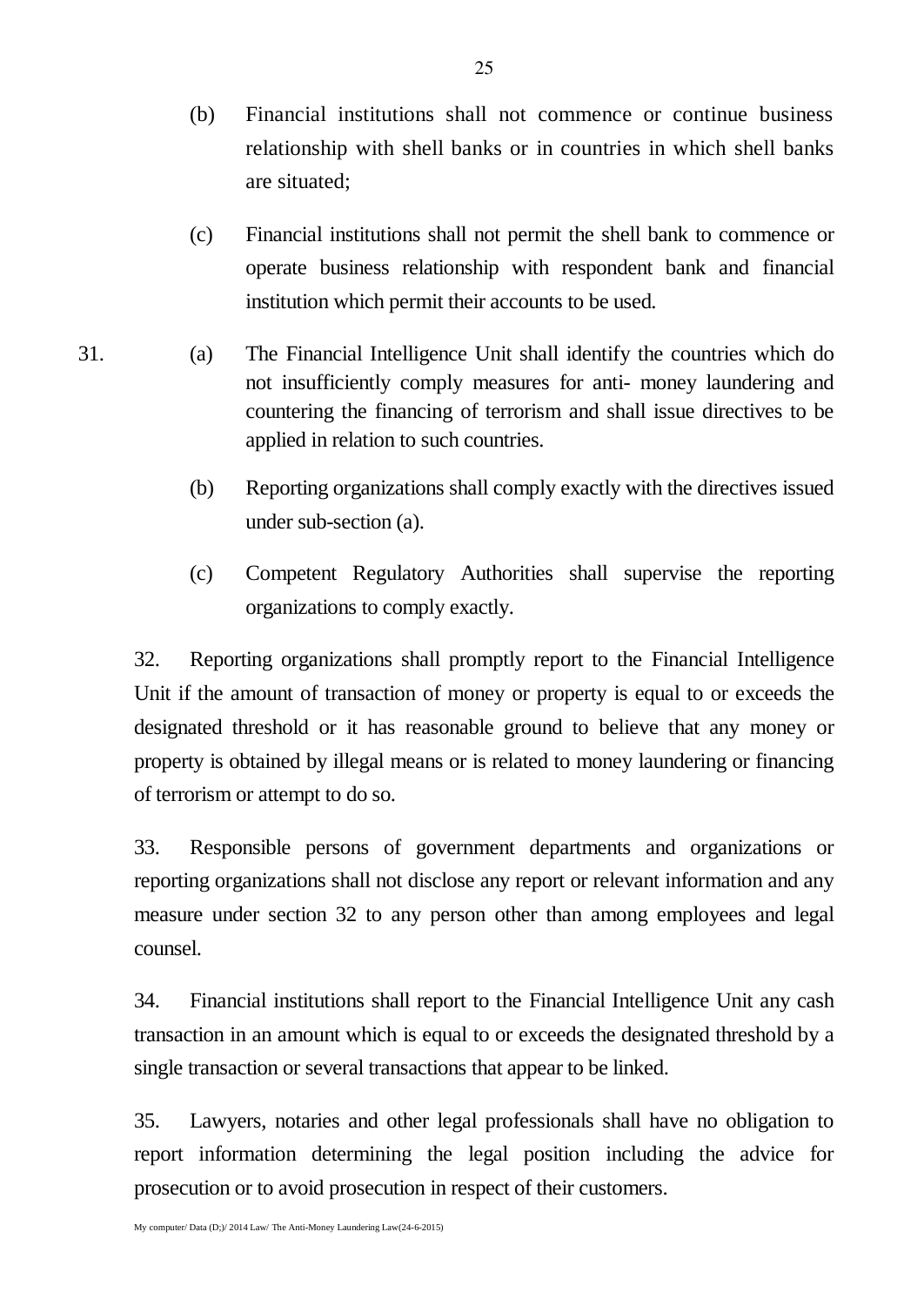(b) Financial institutions shall not commence or continue business relationship with shell banks or in countries in which shell banks are situated;

(c) Financial institutions shall not permit the shell bank to commence or operate business relationship with respondent bank and financial institution which permit their accounts to be used.

31. (a) The Financial Intelligence Unit shall identify the countries which do not insufficiently comply measures for anti- money laundering and countering the financing of terrorism and shall issue directives to be applied in relation to such countries.

(b) Reporting organizations shall comply exactly with the directives issued under sub-section (a).

(c) Competent Regulatory Authorities shall supervise the reporting organizations to comply exactly.

32. Reporting organizations shall promptly report to the Financial Intelligence Unit if the amount of transaction of money or property is equal to or exceeds the designated threshold or it has reasonable ground to believe that any money or property is obtained by illegal means or is related to money laundering or financing of terrorism or attempt to do so.

33. Responsible persons of government departments and organizations or reporting organizations shall not disclose any report or relevant information and any measure under section 32 to any person other than among employees and legal counsel.

34. Financial institutions shall report to the Financial Intelligence Unit any cash transaction in an amount which is equal to or exceeds the designated threshold by a single transaction or several transactions that appear to be linked.

35. Lawyers, notaries and other legal professionals shall have no obligation to report information determining the legal position including the advice for prosecution or to avoid prosecution in respect of their customers.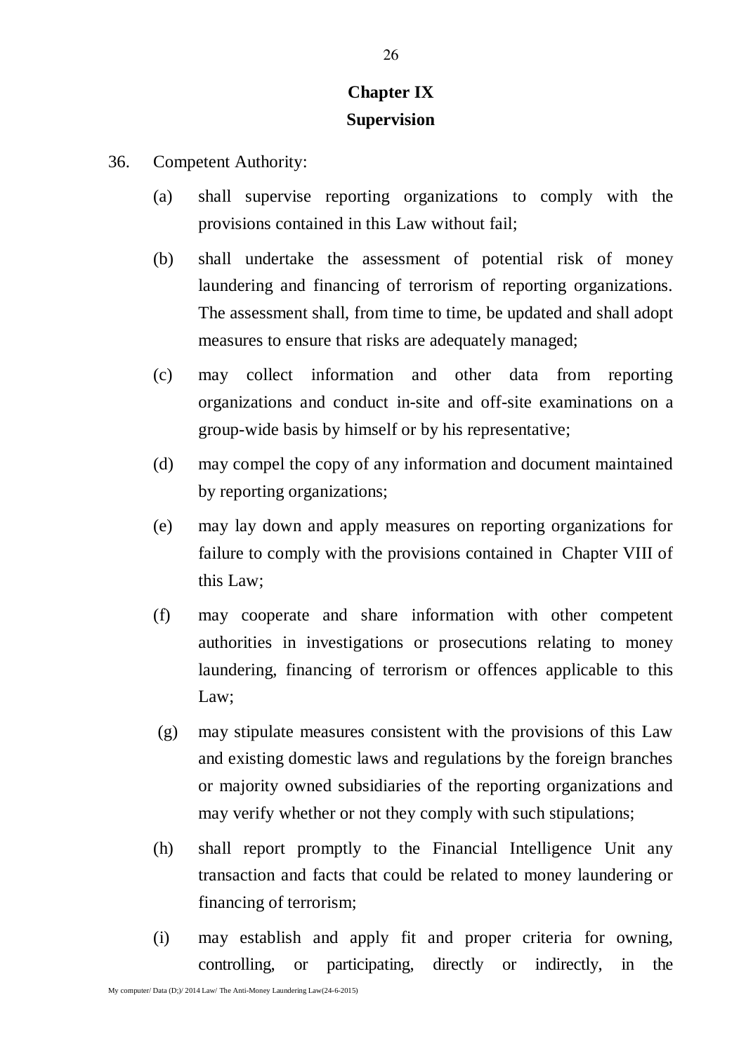# Chapter IX
## Supervision

36. Competent Authority:

    (a) shall supervise reporting organizations to comply with the provisions contained in this Law without fail;

    (b) shall undertake the assessment of potential risk of money laundering and financing of terrorism of reporting organizations. The assessment shall, from time to time, be updated and shall adopt measures to ensure that risks are adequately managed;

    (c) may collect information and other data from reporting organizations and conduct in-site and off-site examinations on a group-wide basis by himself or by his representative;

    (d) may compel the copy of any information and document maintained by reporting organizations;

    (e) may lay down and apply measures on reporting organizations for failure to comply with the provisions contained in Chapter VIII of this Law;

    (f) may cooperate and share information with other competent authorities in investigations or prosecutions relating to money laundering, financing of terrorism or offences applicable to this Law;

    (g) may stipulate measures consistent with the provisions of this Law and existing domestic laws and regulations by the foreign branches or majority owned subsidiaries of the reporting organizations and may verify whether or not they comply with such stipulations;

    (h) shall report promptly to the Financial Intelligence Unit any transaction and facts that could be related to money laundering or financing of terrorism;

    (i) may establish and apply fit and proper criteria for owning, controlling, or participating, directly or indirectly, in the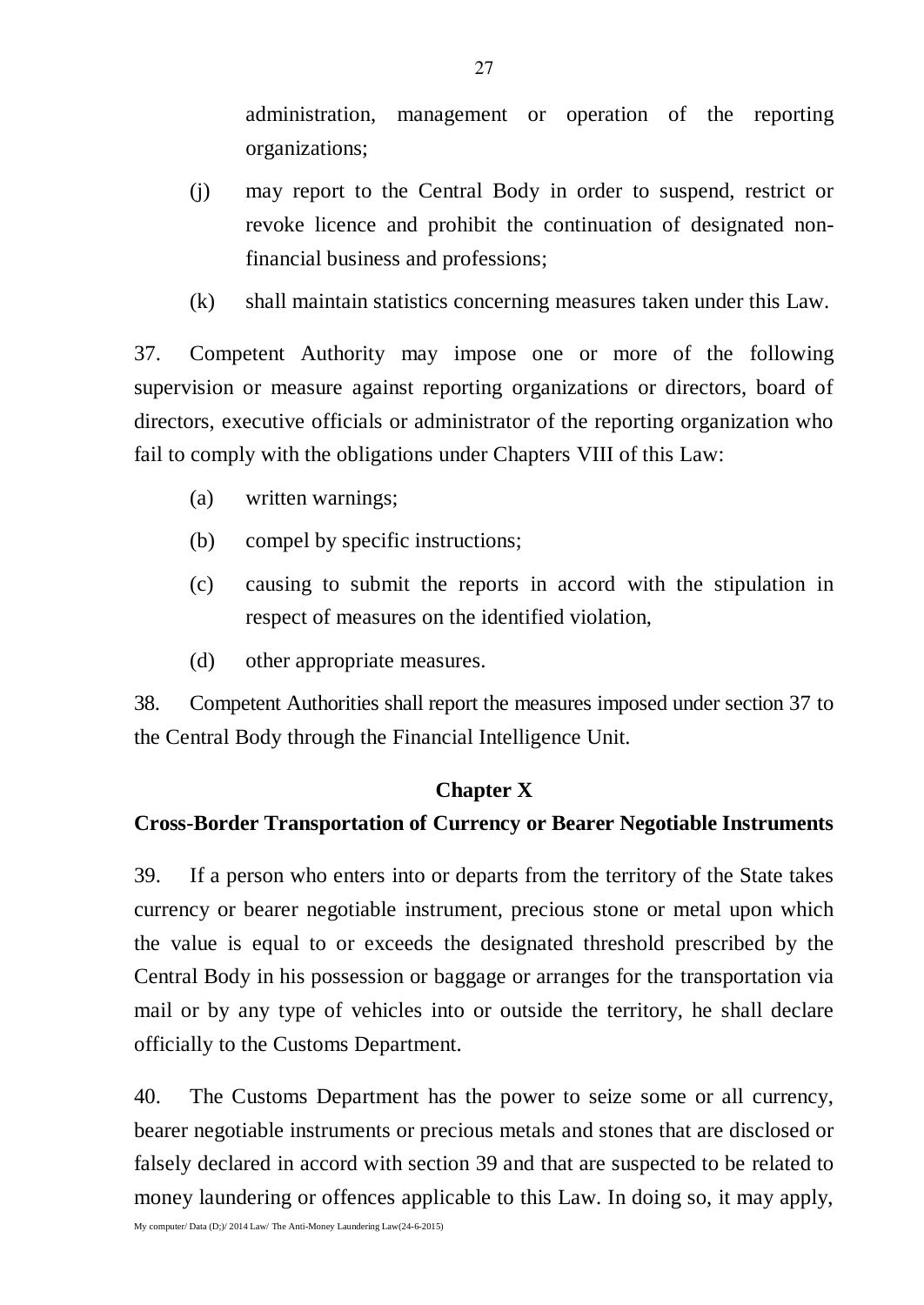administration, management or operation of the reporting organizations;

(j) may report to the Central Body in order to suspend, restrict or revoke licence and prohibit the continuation of designated non-financial business and professions;

(k) shall maintain statistics concerning measures taken under this Law.

37. Competent Authority may impose one or more of the following supervision or measure against reporting organizations or directors, board of directors, executive officials or administrator of the reporting organization who fail to comply with the obligations under Chapters VIII of this Law:

(a) written warnings;

(b) compel by specific instructions;

(c) causing to submit the reports in accord with the stipulation in respect of measures on the identified violation,

(d) other appropriate measures.

38. Competent Authorities shall report the measures imposed under section 37 to the Central Body through the Financial Intelligence Unit.

## Chapter X

## Cross-Border Transportation of Currency or Bearer Negotiable Instruments

39. If a person who enters into or departs from the territory of the State takes currency or bearer negotiable instrument, precious stone or metal upon which the value is equal to or exceeds the designated threshold prescribed by the Central Body in his possession or baggage or arranges for the transportation via mail or by any type of vehicles into or outside the territory, he shall declare officially to the Customs Department.

40. The Customs Department has the power to seize some or all currency, bearer negotiable instruments or precious metals and stones that are disclosed or falsely declared in accord with section 39 and that are suspected to be related to money laundering or offences applicable to this Law. In doing so, it may apply,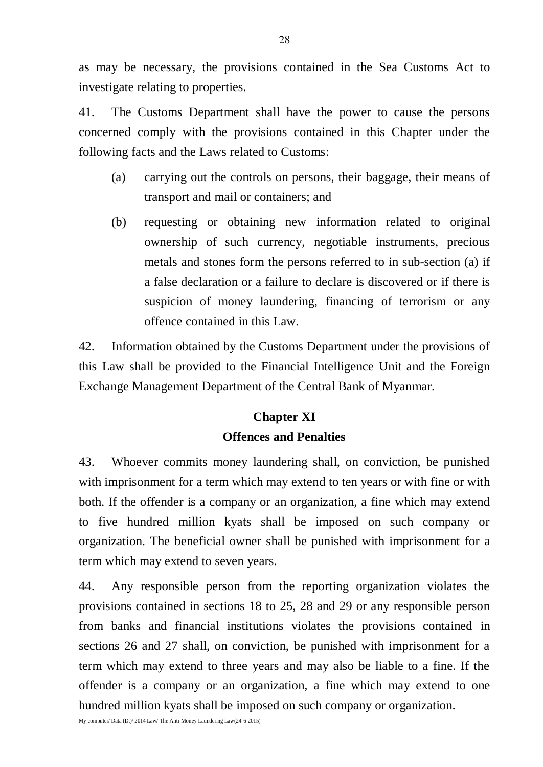as may be necessary, the provisions contained in the Sea Customs Act to investigate relating to properties.

41. The Customs Department shall have the power to cause the persons concerned comply with the provisions contained in this Chapter under the following facts and the Laws related to Customs:

(a) carrying out the controls on persons, their baggage, their means of transport and mail or containers; and

(b) requesting or obtaining new information related to original ownership of such currency, negotiable instruments, precious metals and stones form the persons referred to in sub-section (a) if a false declaration or a failure to declare is discovered or if there is suspicion of money laundering, financing of terrorism or any offence contained in this Law.

42. Information obtained by the Customs Department under the provisions of this Law shall be provided to the Financial Intelligence Unit and the Foreign Exchange Management Department of the Central Bank of Myanmar.

## Chapter XI
## Offences and Penalties

43. Whoever commits money laundering shall, on conviction, be punished with imprisonment for a term which may extend to ten years or with fine or with both. If the offender is a company or an organization, a fine which may extend to five hundred million kyats shall be imposed on such company or organization. The beneficial owner shall be punished with imprisonment for a term which may extend to seven years.

44. Any responsible person from the reporting organization violates the provisions contained in sections 18 to 25, 28 and 29 or any responsible person from banks and financial institutions violates the provisions contained in sections 26 and 27 shall, on conviction, be punished with imprisonment for a term which may extend to three years and may also be liable to a fine. If the offender is a company or an organization, a fine which may extend to one hundred million kyats shall be imposed on such company or organization.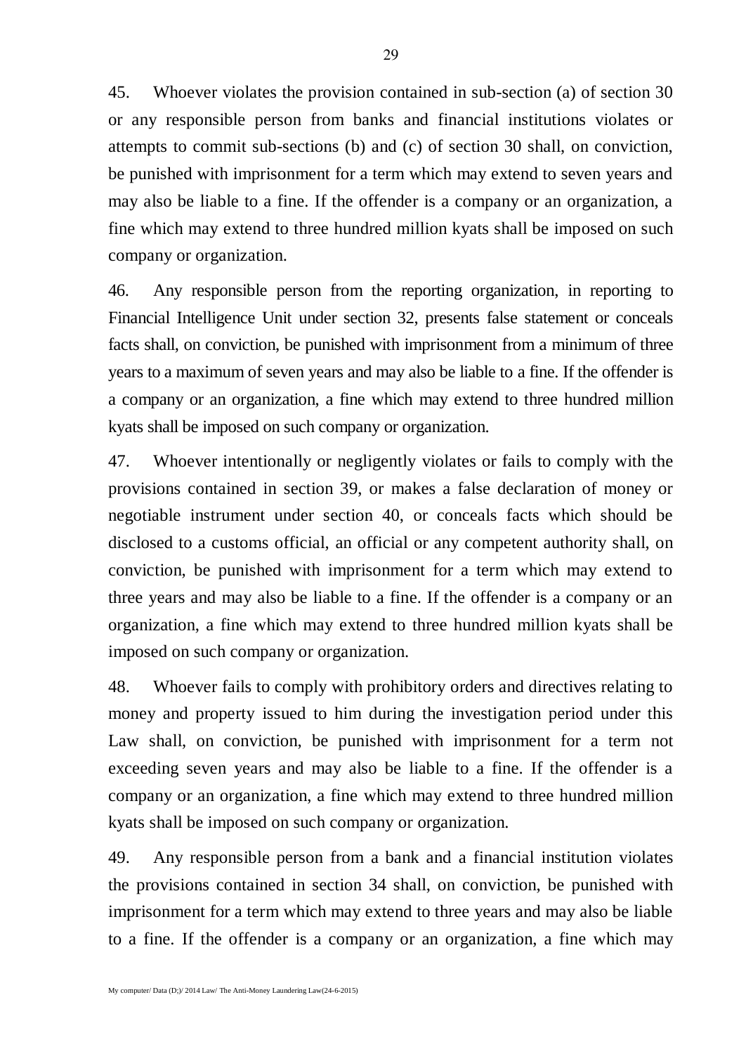45. Whoever violates the provision contained in sub-section (a) of section 30 or any responsible person from banks and financial institutions violates or attempts to commit sub-sections (b) and (c) of section 30 shall, on conviction, be punished with imprisonment for a term which may extend to seven years and may also be liable to a fine. If the offender is a company or an organization, a fine which may extend to three hundred million kyats shall be imposed on such company or organization.

46. Any responsible person from the reporting organization, in reporting to Financial Intelligence Unit under section 32, presents false statement or conceals facts shall, on conviction, be punished with imprisonment from a minimum of three years to a maximum of seven years and may also be liable to a fine. If the offender is a company or an organization, a fine which may extend to three hundred million kyats shall be imposed on such company or organization.

47. Whoever intentionally or negligently violates or fails to comply with the provisions contained in section 39, or makes a false declaration of money or negotiable instrument under section 40, or conceals facts which should be disclosed to a customs official, an official or any competent authority shall, on conviction, be punished with imprisonment for a term which may extend to three years and may also be liable to a fine. If the offender is a company or an organization, a fine which may extend to three hundred million kyats shall be imposed on such company or organization.

48. Whoever fails to comply with prohibitory orders and directives relating to money and property issued to him during the investigation period under this Law shall, on conviction, be punished with imprisonment for a term not exceeding seven years and may also be liable to a fine. If the offender is a company or an organization, a fine which may extend to three hundred million kyats shall be imposed on such company or organization.

49. Any responsible person from a bank and a financial institution violates the provisions contained in section 34 shall, on conviction, be punished with imprisonment for a term which may extend to three years and may also be liable to a fine. If the offender is a company or an organization, a fine which may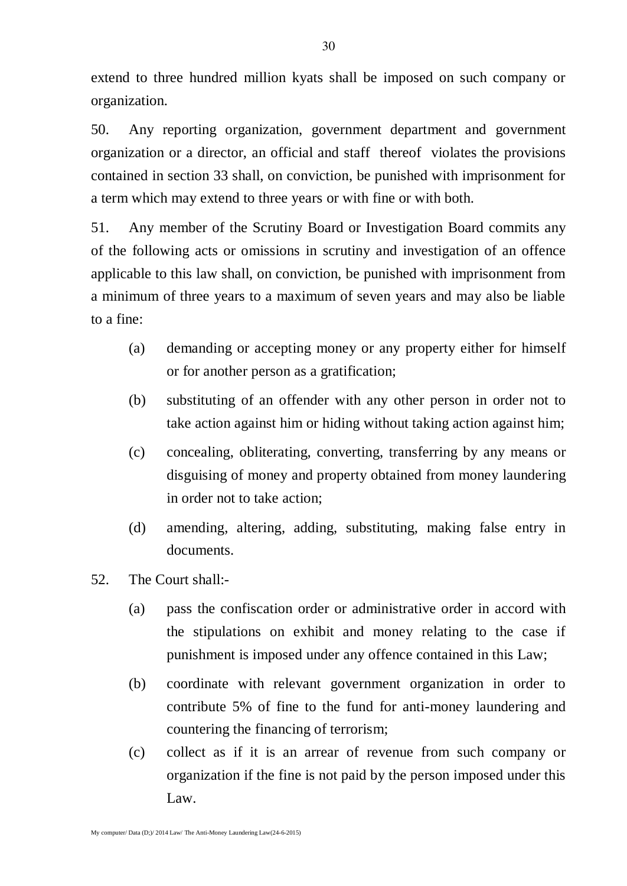extend to three hundred million kyats shall be imposed on such company or organization.

50. Any reporting organization, government department and government organization or a director, an official and staff thereof violates the provisions contained in section 33 shall, on conviction, be punished with imprisonment for a term which may extend to three years or with fine or with both.

51. Any member of the Scrutiny Board or Investigation Board commits any of the following acts or omissions in scrutiny and investigation of an offence applicable to this law shall, on conviction, be punished with imprisonment from a minimum of three years to a maximum of seven years and may also be liable to a fine:

(a) demanding or accepting money or any property either for himself or for another person as a gratification;

(b) substituting of an offender with any other person in order not to take action against him or hiding without taking action against him;

(c) concealing, obliterating, converting, transferring by any means or disguising of money and property obtained from money laundering in order not to take action;

(d) amending, altering, adding, substituting, making false entry in documents.

52. The Court shall:-

(a) pass the confiscation order or administrative order in accord with the stipulations on exhibit and money relating to the case if punishment is imposed under any offence contained in this Law;

(b) coordinate with relevant government organization in order to contribute 5% of fine to the fund for anti-money laundering and countering the financing of terrorism;

(c) collect as if it is an arrear of revenue from such company or organization if the fine is not paid by the person imposed under this Law.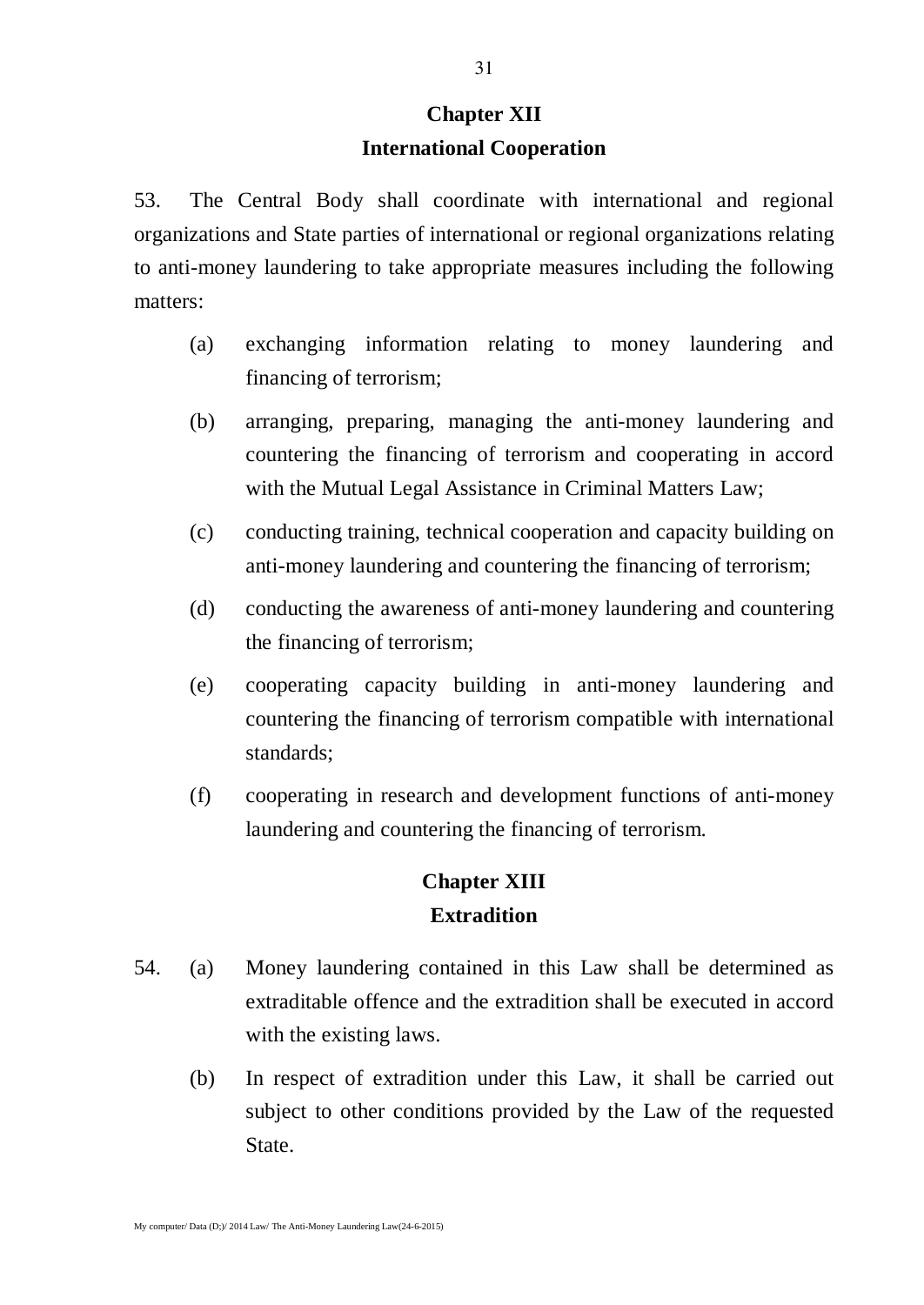## Chapter XII
## International Cooperation

53. The Central Body shall coordinate with international and regional organizations and State parties of international or regional organizations relating to anti-money laundering to take appropriate measures including the following matters:

(a) exchanging information relating to money laundering and financing of terrorism;

(b) arranging, preparing, managing the anti-money laundering and countering the financing of terrorism and cooperating in accord with the Mutual Legal Assistance in Criminal Matters Law;

(c) conducting training, technical cooperation and capacity building on anti-money laundering and countering the financing of terrorism;

(d) conducting the awareness of anti-money laundering and countering the financing of terrorism;

(e) cooperating capacity building in anti-money laundering and countering the financing of terrorism compatible with international standards;

(f) cooperating in research and development functions of anti-money laundering and countering the financing of terrorism.

## Chapter XIII
## Extradition

54. (a) Money laundering contained in this Law shall be determined as extraditable offence and the extradition shall be executed in accord with the existing laws.

(b) In respect of extradition under this Law, it shall be carried out subject to other conditions provided by the Law of the requested State.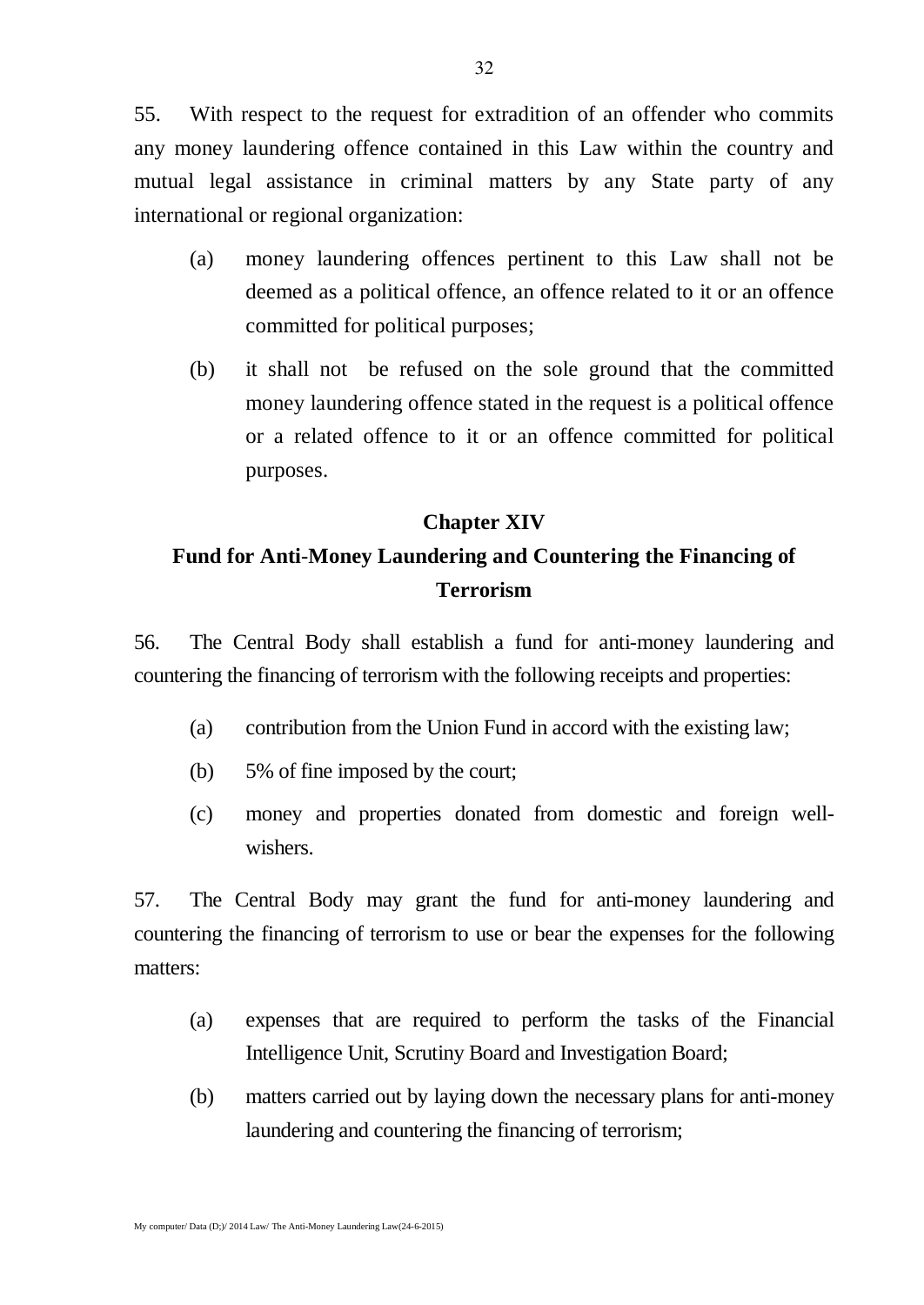55. With respect to the request for extradition of an offender who commits any money laundering offence contained in this Law within the country and mutual legal assistance in criminal matters by any State party of any international or regional organization:

(a) money laundering offences pertinent to this Law shall not be deemed as a political offence, an offence related to it or an offence committed for political purposes;

(b) it shall not be refused on the sole ground that the committed money laundering offence stated in the request is a political offence or a related offence to it or an offence committed for political purposes.

## Chapter XIV

## Fund for Anti-Money Laundering and Countering the Financing of Terrorism

56. The Central Body shall establish a fund for anti-money laundering and countering the financing of terrorism with the following receipts and properties:

(a) contribution from the Union Fund in accord with the existing law;

(b) 5% of fine imposed by the court;

(c) money and properties donated from domestic and foreign well-wishers.

57. The Central Body may grant the fund for anti-money laundering and countering the financing of terrorism to use or bear the expenses for the following matters:

(a) expenses that are required to perform the tasks of the Financial Intelligence Unit, Scrutiny Board and Investigation Board;

(b) matters carried out by laying down the necessary plans for anti-money laundering and countering the financing of terrorism;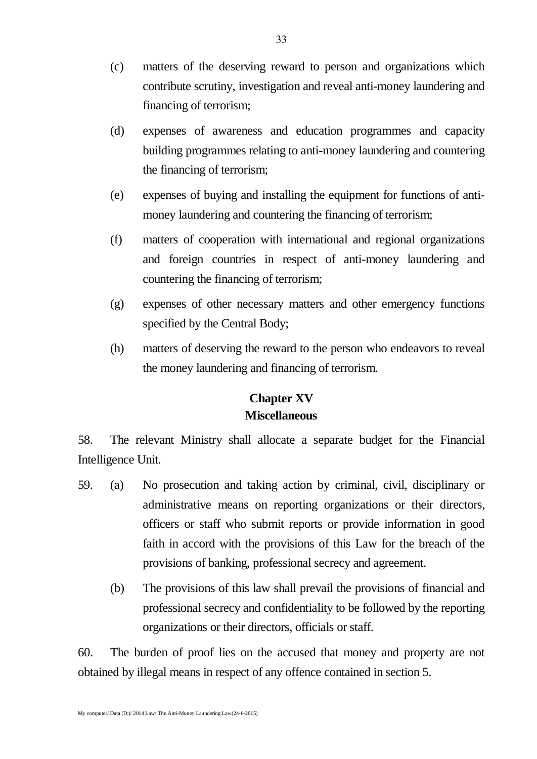(c) matters of the deserving reward to person and organizations which contribute scrutiny, investigation and reveal anti-money laundering and financing of terrorism;

(d) expenses of awareness and education programmes and capacity building programmes relating to anti-money laundering and countering the financing of terrorism;

(e) expenses of buying and installing the equipment for functions of anti-money laundering and countering the financing of terrorism;

(f) matters of cooperation with international and regional organizations and foreign countries in respect of anti-money laundering and countering the financing of terrorism;

(g) expenses of other necessary matters and other emergency functions specified by the Central Body;

(h) matters of deserving the reward to the person who endeavors to reveal the money laundering and financing of terrorism.

## Chapter XV
## Miscellaneous

58. The relevant Ministry shall allocate a separate budget for the Financial Intelligence Unit.

59. (a) No prosecution and taking action by criminal, civil, disciplinary or administrative means on reporting organizations or their directors, officers or staff who submit reports or provide information in good faith in accord with the provisions of this Law for the breach of the provisions of banking, professional secrecy and agreement.

(b) The provisions of this law shall prevail the provisions of financial and professional secrecy and confidentiality to be followed by the reporting organizations or their directors, officials or staff.

60. The burden of proof lies on the accused that money and property are not obtained by illegal means in respect of any offence contained in section 5.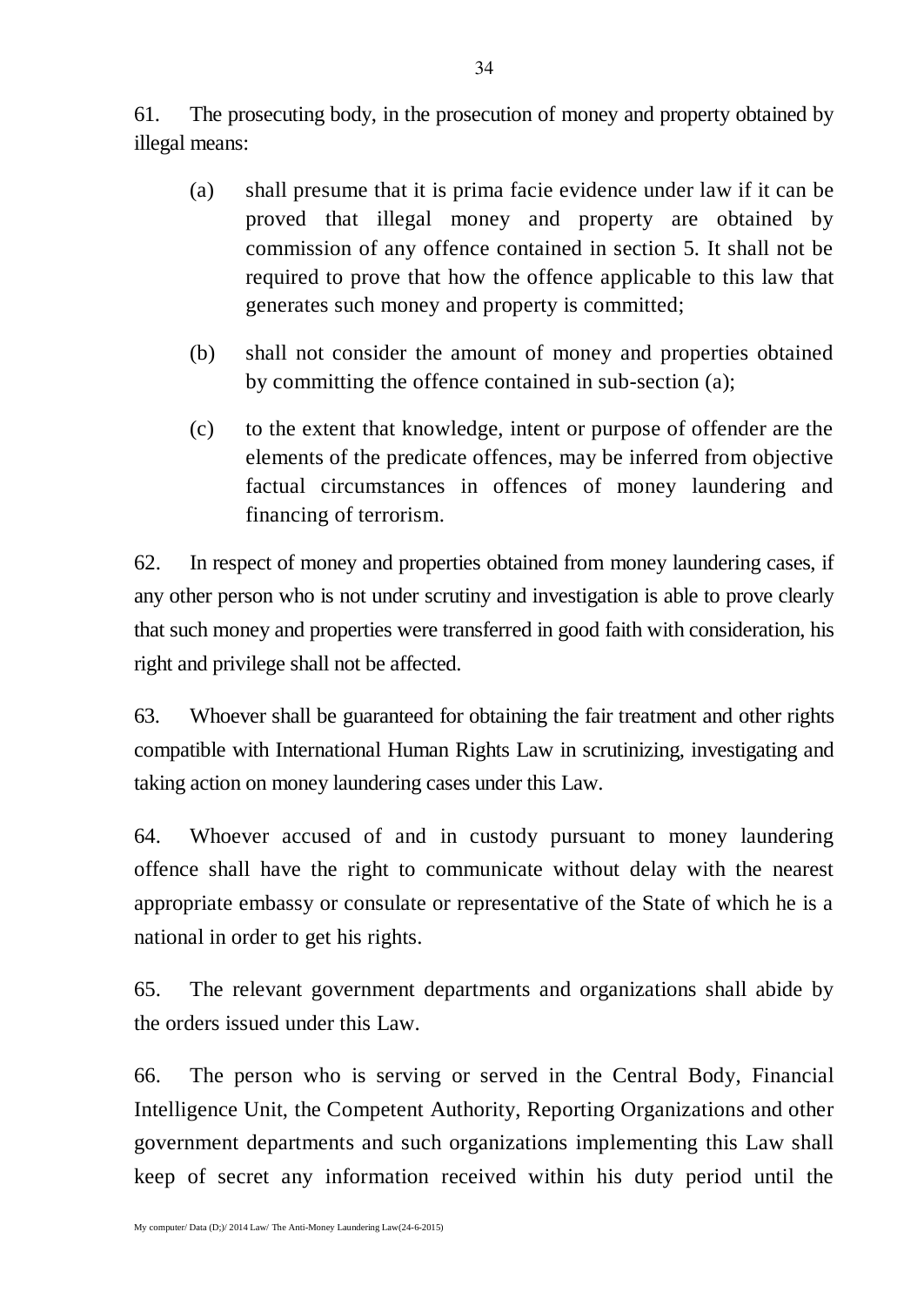61. The prosecuting body, in the prosecution of money and property obtained by illegal means:

(a) shall presume that it is prima facie evidence under law if it can be proved that illegal money and property are obtained by commission of any offence contained in section 5. It shall not be required to prove that how the offence applicable to this law that generates such money and property is committed;

(b) shall not consider the amount of money and properties obtained by committing the offence contained in sub-section (a);

(c) to the extent that knowledge, intent or purpose of offender are the elements of the predicate offences, may be inferred from objective factual circumstances in offences of money laundering and financing of terrorism.

62. In respect of money and properties obtained from money laundering cases, if any other person who is not under scrutiny and investigation is able to prove clearly that such money and properties were transferred in good faith with consideration, his right and privilege shall not be affected.

63. Whoever shall be guaranteed for obtaining the fair treatment and other rights compatible with International Human Rights Law in scrutinizing, investigating and taking action on money laundering cases under this Law.

64. Whoever accused of and in custody pursuant to money laundering offence shall have the right to communicate without delay with the nearest appropriate embassy or consulate or representative of the State of which he is a national in order to get his rights.

65. The relevant government departments and organizations shall abide by the orders issued under this Law.

66. The person who is serving or served in the Central Body, Financial Intelligence Unit, the Competent Authority, Reporting Organizations and other government departments and such organizations implementing this Law shall keep of secret any information received within his duty period until the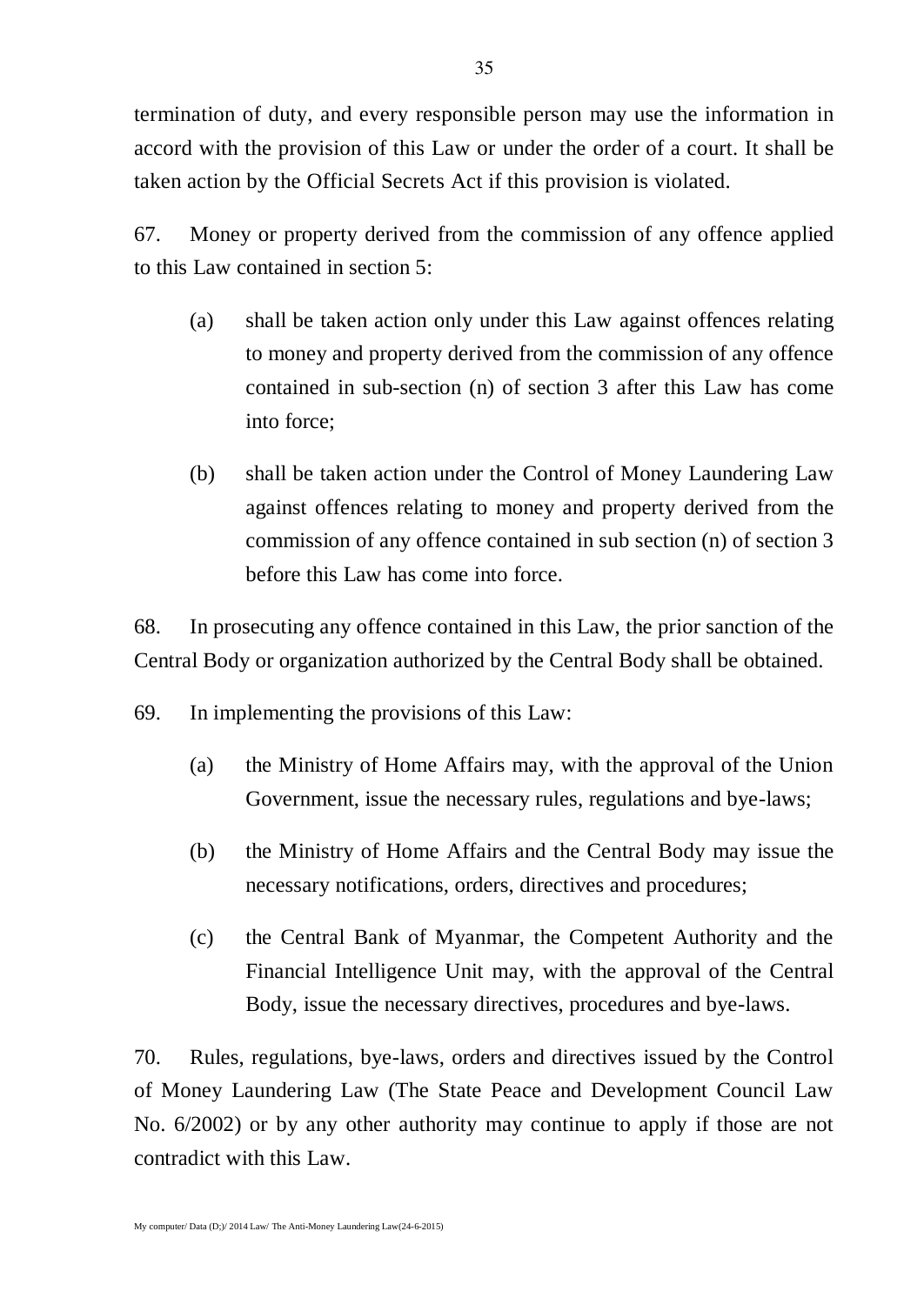termination of duty, and every responsible person may use the information in accord with the provision of this Law or under the order of a court. It shall be taken action by the Official Secrets Act if this provision is violated.

67. Money or property derived from the commission of any offence applied to this Law contained in section 5:

(a) shall be taken action only under this Law against offences relating to money and property derived from the commission of any offence contained in sub-section (n) of section 3 after this Law has come into force;

(b) shall be taken action under the Control of Money Laundering Law against offences relating to money and property derived from the commission of any offence contained in sub section (n) of section 3 before this Law has come into force.

68. In prosecuting any offence contained in this Law, the prior sanction of the Central Body or organization authorized by the Central Body shall be obtained.

69. In implementing the provisions of this Law:

(a) the Ministry of Home Affairs may, with the approval of the Union Government, issue the necessary rules, regulations and bye-laws;

(b) the Ministry of Home Affairs and the Central Body may issue the necessary notifications, orders, directives and procedures;

(c) the Central Bank of Myanmar, the Competent Authority and the Financial Intelligence Unit may, with the approval of the Central Body, issue the necessary directives, procedures and bye-laws.

70. Rules, regulations, bye-laws, orders and directives issued by the Control of Money Laundering Law (The State Peace and Development Council Law No. 6/2002) or by any other authority may continue to apply if those are not contradict with this Law.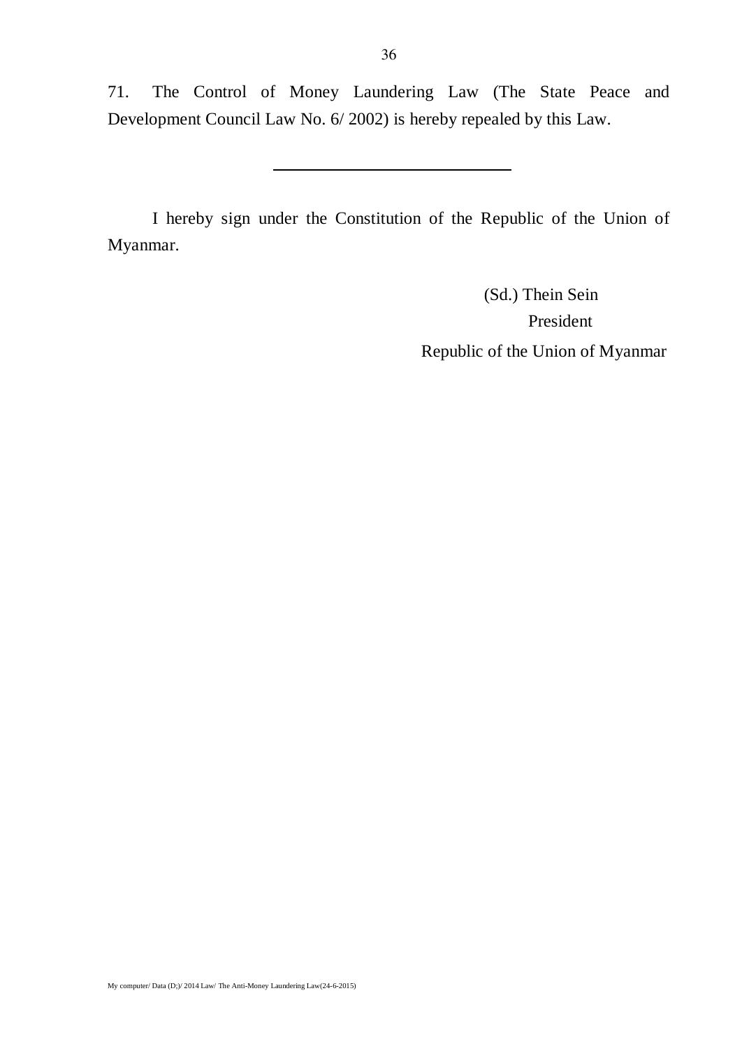71. The Control of Money Laundering Law (The State Peace and Development Council Law No. 6/ 2002) is hereby repealed by this Law.

---

I hereby sign under the Constitution of the Republic of the Union of Myanmar.

(Sd.) Thein Sein

President

Republic of the Union of Myanmar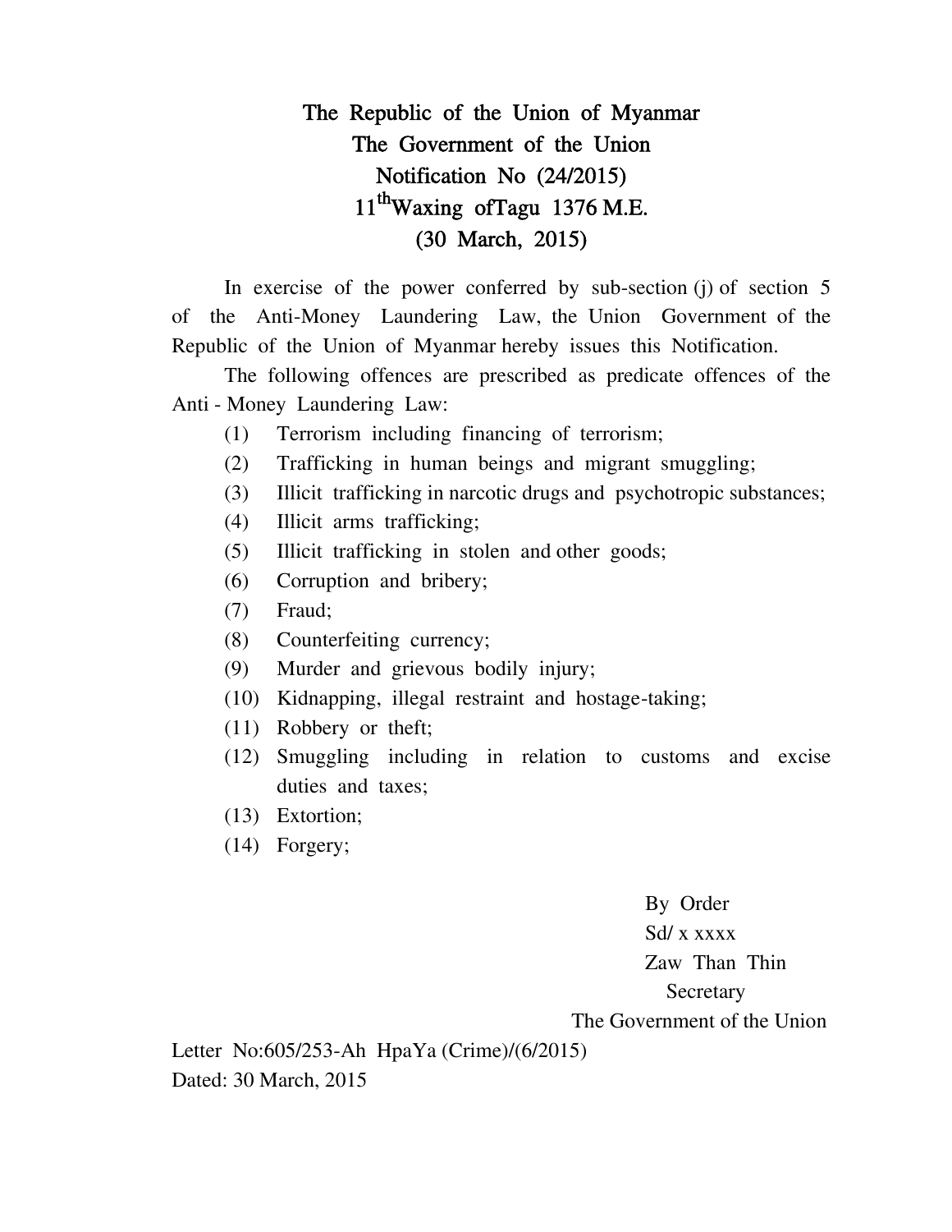# The Republic of the Union of Myanmar
# The Government of the Union
# Notification No (24/2015)
# 11th Waxing ofTagu 1376 M.E.
# (30 March, 2015)

In exercise of the power conferred by sub-section (j) of section 5 of the Anti-Money Laundering Law, the Union Government of the Republic of the Union of Myanmar hereby issues this Notification.

The following offences are prescribed as predicate offences of the Anti - Money Laundering Law:

(1) Terrorism including financing of terrorism;
(2) Trafficking in human beings and migrant smuggling;
(3) Illicit trafficking in narcotic drugs and psychotropic substances;
(4) Illicit arms trafficking;
(5) Illicit trafficking in stolen and other goods;
(6) Corruption and bribery;
(7) Fraud;
(8) Counterfeiting currency;
(9) Murder and grievous bodily injury;
(10) Kidnapping, illegal restraint and hostage-taking;
(11) Robbery or theft;
(12) Smuggling including in relation to customs and excise duties and taxes;
(13) Extortion;
(14) Forgery;

By Order
Sd/ x xxxx
Zaw Than Thin
Secretary
The Government of the Union

Letter No:605/253-Ah HpaYa (Crime)/(6/2015)
Dated: 30 March, 2015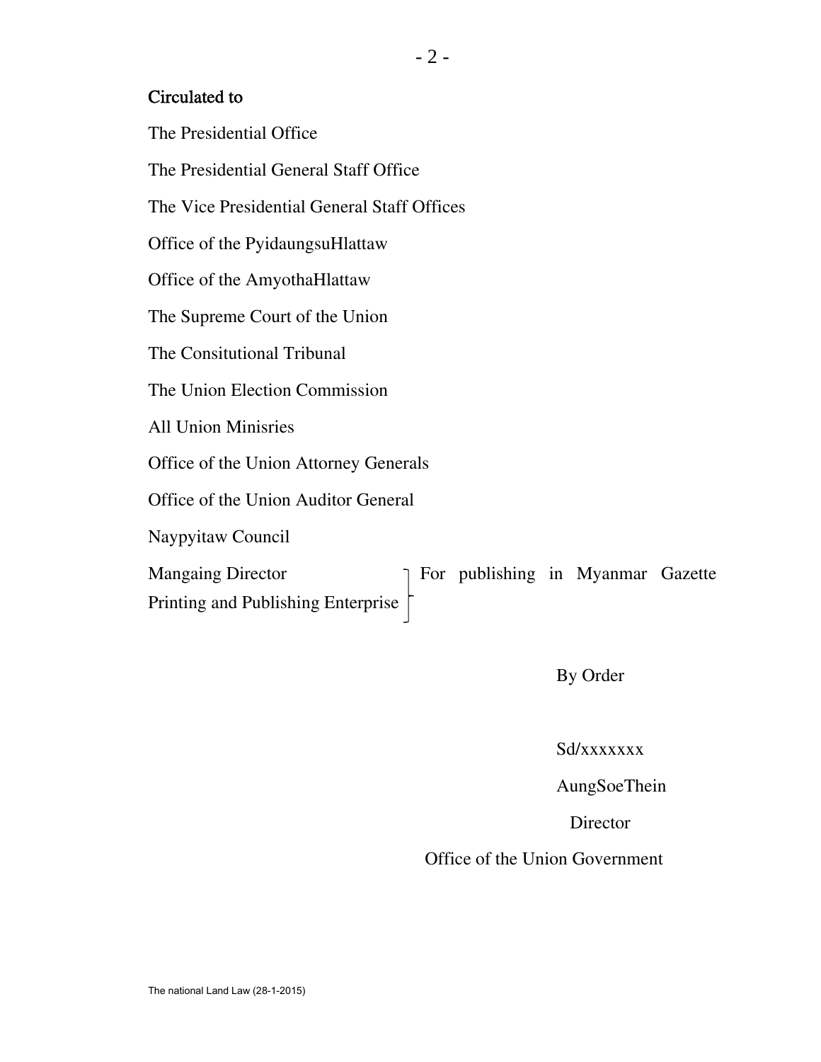**Circulated to**

The Presidential Office

The Presidential General Staff Office

The Vice Presidential General Staff Offices

Office of the PyidaungsuHlattaw

Office of the AmyothaHlattaw

The Supreme Court of the Union

The Consitutional Tribunal

The Union Election Commission

All Union Minisries

Office of the Union Attorney Generals

Office of the Union Auditor General

Naypyitaw Council

Mangaing Director
Printing and Publishing Enterprise } For publishing in Myanmar Gazette

By Order

Sd/xxxxxxx

AungSoeThein

Director

Office of the Union Government